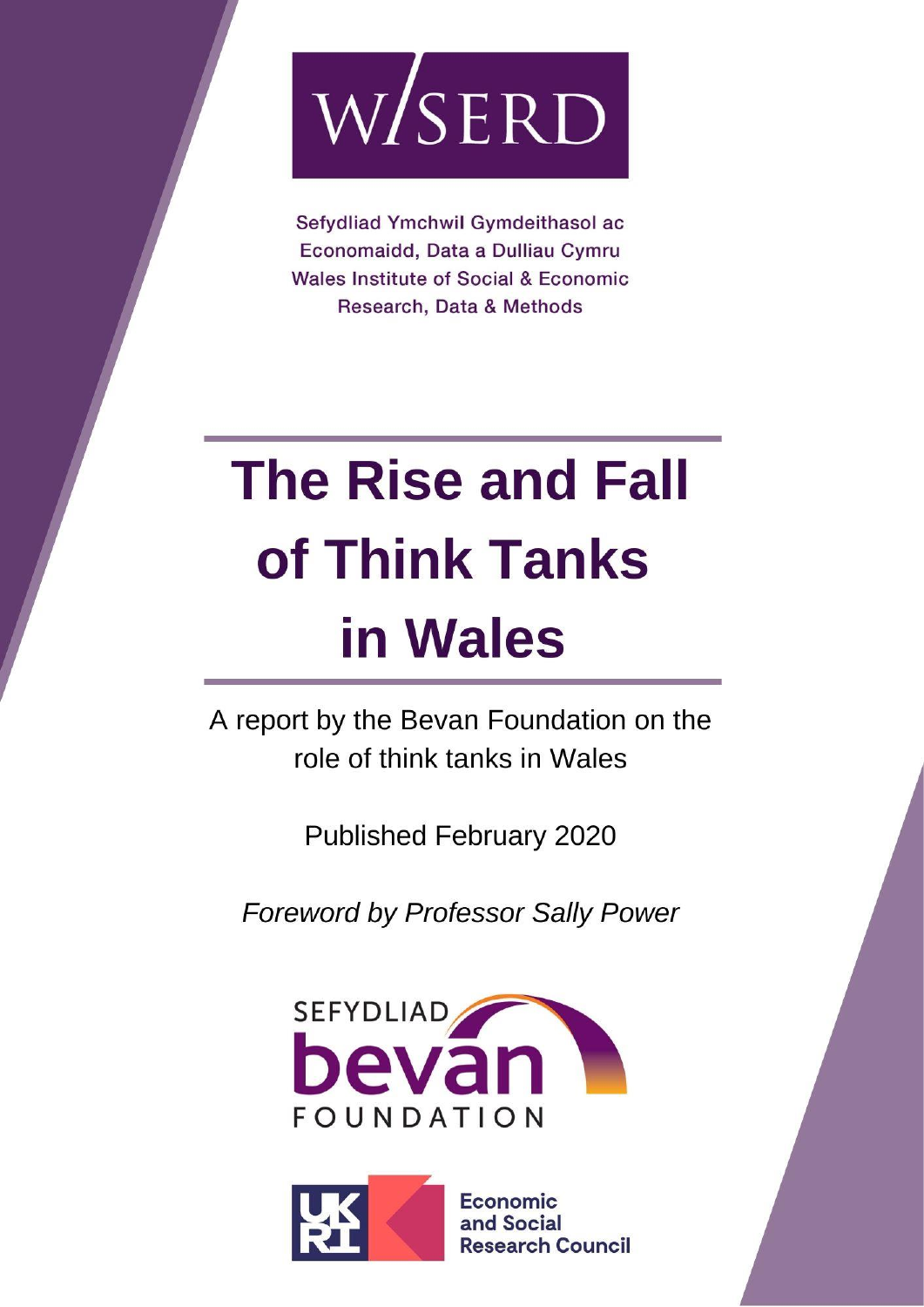WISERD

Sefydliad Ymchwil Gymdeithasol ac Economaidd, Data a Dulliau Cymru
Wales Institute of Social & Economic Research, Data & Methods

# The Rise and Fall of Think Tanks in Wales

A report by the Bevan Foundation on the role of think tanks in Wales

Published February 2020

*Foreword by Professor Sally Power*

SEFYDLIAD bevan FOUNDATION

UKRI Economic and Social Research Council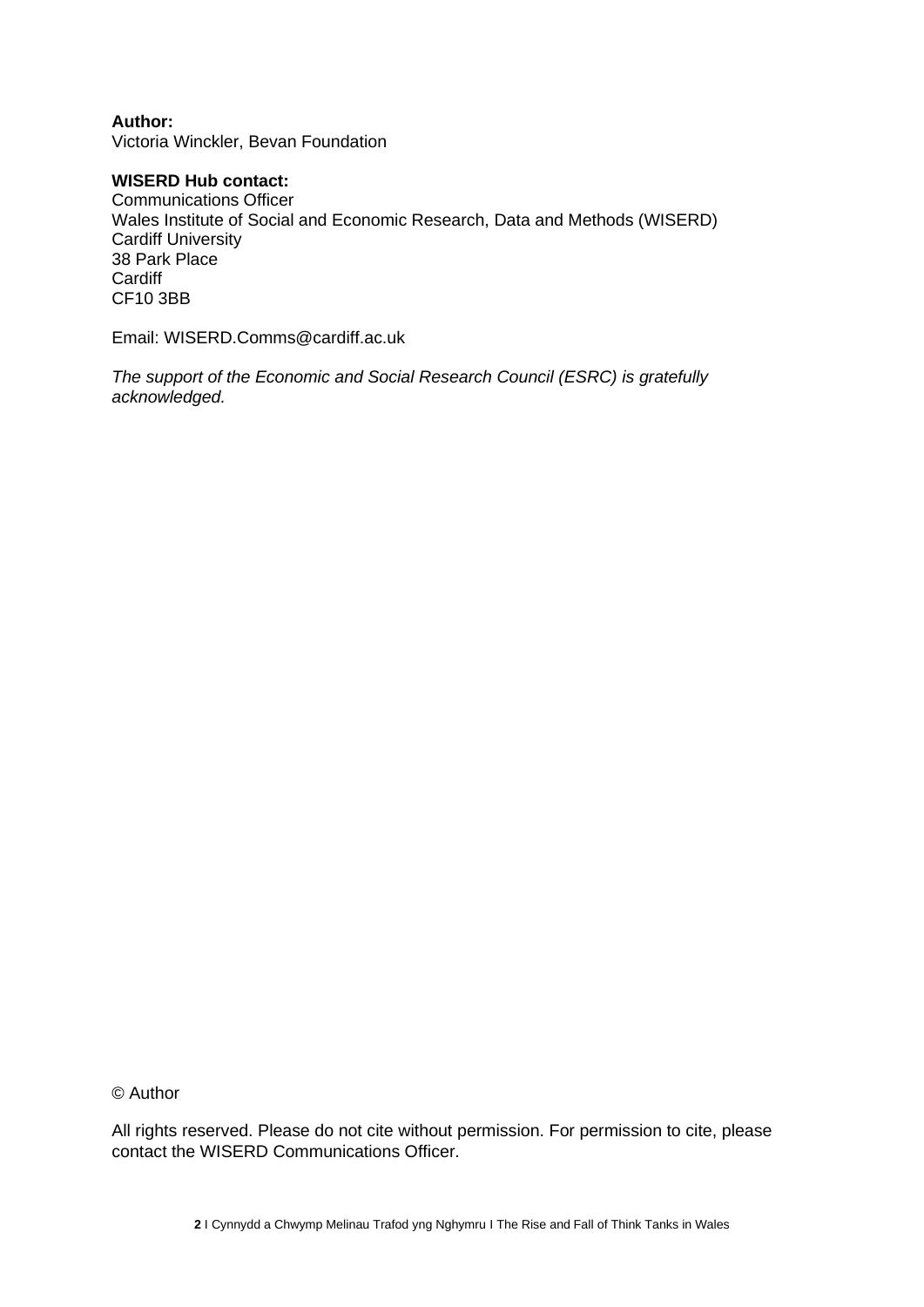**Author:**
Victoria Winckler, Bevan Foundation

**WISERD Hub contact:**
Communications Officer
Wales Institute of Social and Economic Research, Data and Methods (WISERD)
Cardiff University
38 Park Place
Cardiff
CF10 3BB

Email: WISERD.Comms@cardiff.ac.uk

*The support of the Economic and Social Research Council (ESRC) is gratefully acknowledged.*

© Author

All rights reserved. Please do not cite without permission. For permission to cite, please contact the WISERD Communications Officer.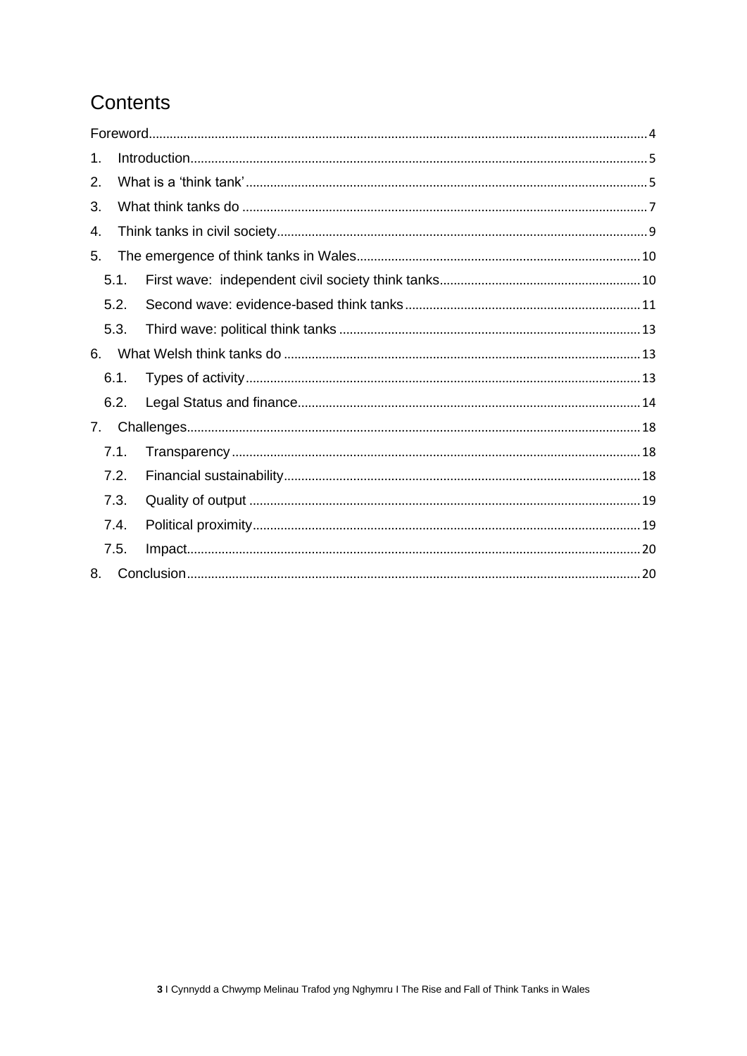# Contents

Foreword .... 4

1. Introduction .... 5
2. What is a 'think tank' .... 5
3. What think tanks do .... 7
4. Think tanks in civil society .... 9
5. The emergence of think tanks in Wales .... 10
   - 5.1. First wave: independent civil society think tanks .... 10
   - 5.2. Second wave: evidence-based think tanks .... 11
   - 5.3. Third wave: political think tanks .... 13
6. What Welsh think tanks do .... 13
   - 6.1. Types of activity .... 13
   - 6.2. Legal Status and finance .... 14
7. Challenges .... 18
   - 7.1. Transparency .... 18
   - 7.2. Financial sustainability .... 18
   - 7.3. Quality of output .... 19
   - 7.4. Political proximity .... 19
   - 7.5. Impact .... 20
8. Conclusion .... 20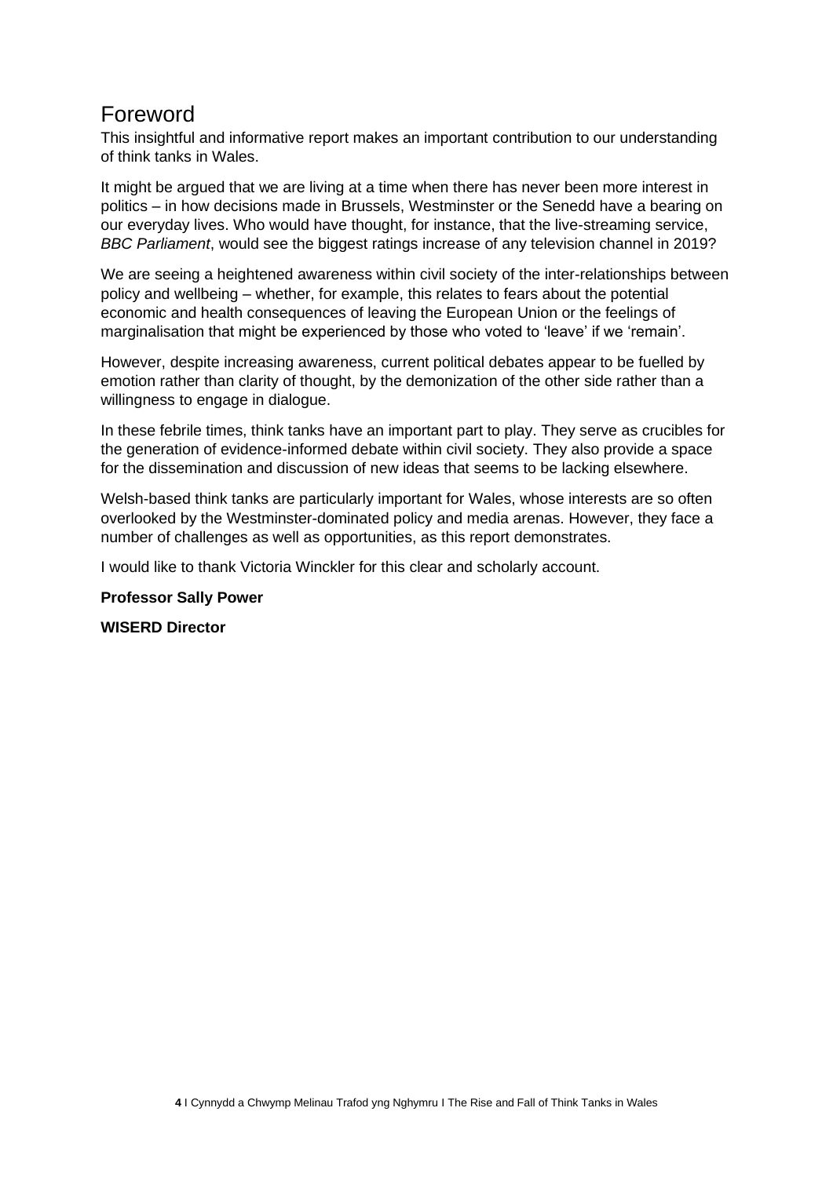# Foreword

This insightful and informative report makes an important contribution to our understanding of think tanks in Wales.

It might be argued that we are living at a time when there has never been more interest in politics – in how decisions made in Brussels, Westminster or the Senedd have a bearing on our everyday lives. Who would have thought, for instance, that the live-streaming service, *BBC Parliament*, would see the biggest ratings increase of any television channel in 2019?

We are seeing a heightened awareness within civil society of the inter-relationships between policy and wellbeing – whether, for example, this relates to fears about the potential economic and health consequences of leaving the European Union or the feelings of marginalisation that might be experienced by those who voted to 'leave' if we 'remain'.

However, despite increasing awareness, current political debates appear to be fuelled by emotion rather than clarity of thought, by the demonization of the other side rather than a willingness to engage in dialogue.

In these febrile times, think tanks have an important part to play. They serve as crucibles for the generation of evidence-informed debate within civil society. They also provide a space for the dissemination and discussion of new ideas that seems to be lacking elsewhere.

Welsh-based think tanks are particularly important for Wales, whose interests are so often overlooked by the Westminster-dominated policy and media arenas. However, they face a number of challenges as well as opportunities, as this report demonstrates.

I would like to thank Victoria Winckler for this clear and scholarly account.

**Professor Sally Power**

**WISERD Director**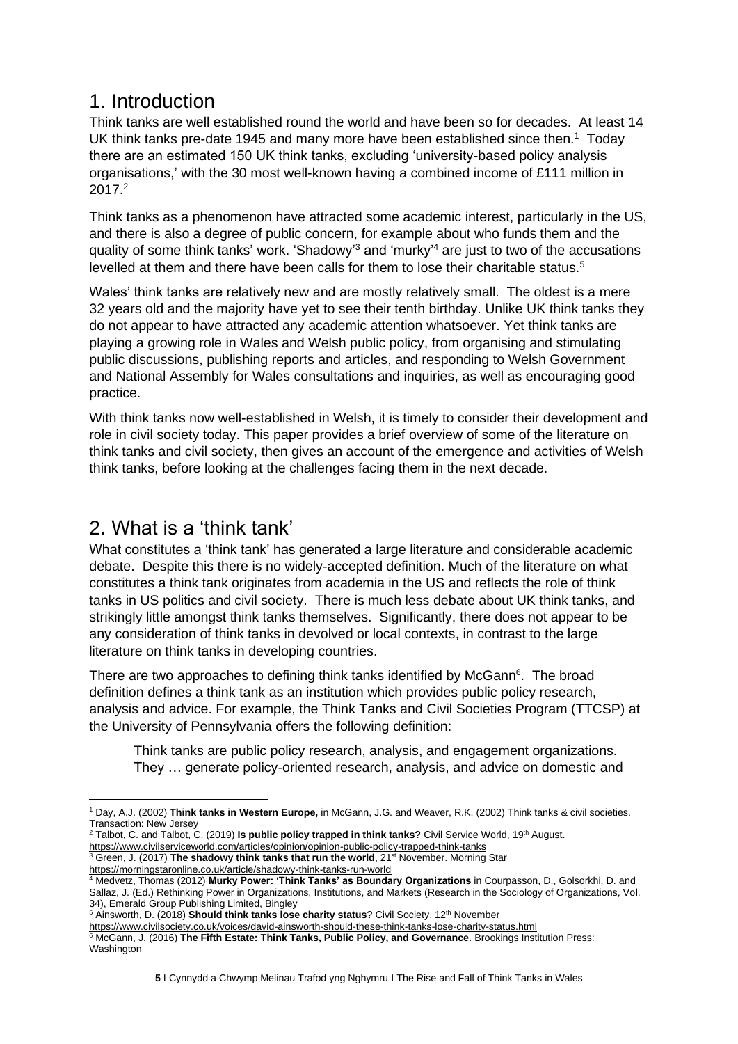## 1. Introduction

Think tanks are well established round the world and have been so for decades. At least 14 UK think tanks pre-date 1945 and many more have been established since then.[1] Today there are an estimated 150 UK think tanks, excluding 'university-based policy analysis organisations,' with the 30 most well-known having a combined income of £111 million in 2017.[2]

Think tanks as a phenomenon have attracted some academic interest, particularly in the US, and there is also a degree of public concern, for example about who funds them and the quality of some think tanks' work. 'Shadowy'[3] and 'murky'[4] are just to two of the accusations levelled at them and there have been calls for them to lose their charitable status.[5]

Wales' think tanks are relatively new and are mostly relatively small. The oldest is a mere 32 years old and the majority have yet to see their tenth birthday. Unlike UK think tanks they do not appear to have attracted any academic attention whatsoever. Yet think tanks are playing a growing role in Wales and Welsh public policy, from organising and stimulating public discussions, publishing reports and articles, and responding to Welsh Government and National Assembly for Wales consultations and inquiries, as well as encouraging good practice.

With think tanks now well-established in Welsh, it is timely to consider their development and role in civil society today. This paper provides a brief overview of some of the literature on think tanks and civil society, then gives an account of the emergence and activities of Welsh think tanks, before looking at the challenges facing them in the next decade.

## 2. What is a 'think tank'

What constitutes a 'think tank' has generated a large literature and considerable academic debate. Despite this there is no widely-accepted definition. Much of the literature on what constitutes a think tank originates from academia in the US and reflects the role of think tanks in US politics and civil society. There is much less debate about UK think tanks, and strikingly little amongst think tanks themselves. Significantly, there does not appear to be any consideration of think tanks in devolved or local contexts, in contrast to the large literature on think tanks in developing countries.

There are two approaches to defining think tanks identified by McGann[6]. The broad definition defines a think tank as an institution which provides public policy research, analysis and advice. For example, the Think Tanks and Civil Societies Program (TTCSP) at the University of Pennsylvania offers the following definition:

> Think tanks are public policy research, analysis, and engagement organizations. They … generate policy-oriented research, analysis, and advice on domestic and

---

[1] Day, A.J. (2002) **Think tanks in Western Europe,** in McGann, J.G. and Weaver, R.K. (2002) Think tanks & civil societies. Transaction: New Jersey

[2] Talbot, C. and Talbot, C. (2019) **Is public policy trapped in think tanks?** Civil Service World, 19th August. https://www.civilserviceworld.com/articles/opinion/opinion-public-policy-trapped-think-tanks

[3] Green, J. (2017) **The shadowy think tanks that run the world**, 21st November. Morning Star https://morningstaronline.co.uk/article/shadowy-think-tanks-run-world

[4] Medvetz, Thomas (2012) **Murky Power: 'Think Tanks' as Boundary Organizations** in Courpasson, D., Golsorkhi, D. and Sallaz, J. (Ed.) Rethinking Power in Organizations, Institutions, and Markets (Research in the Sociology of Organizations, Vol. 34), Emerald Group Publishing Limited, Bingley

[5] Ainsworth, D. (2018) **Should think tanks lose charity status**? Civil Society, 12th November https://www.civilsociety.co.uk/voices/david-ainsworth-should-these-think-tanks-lose-charity-status.html

[6] McGann, J. (2016) **The Fifth Estate: Think Tanks, Public Policy, and Governance**. Brookings Institution Press: Washington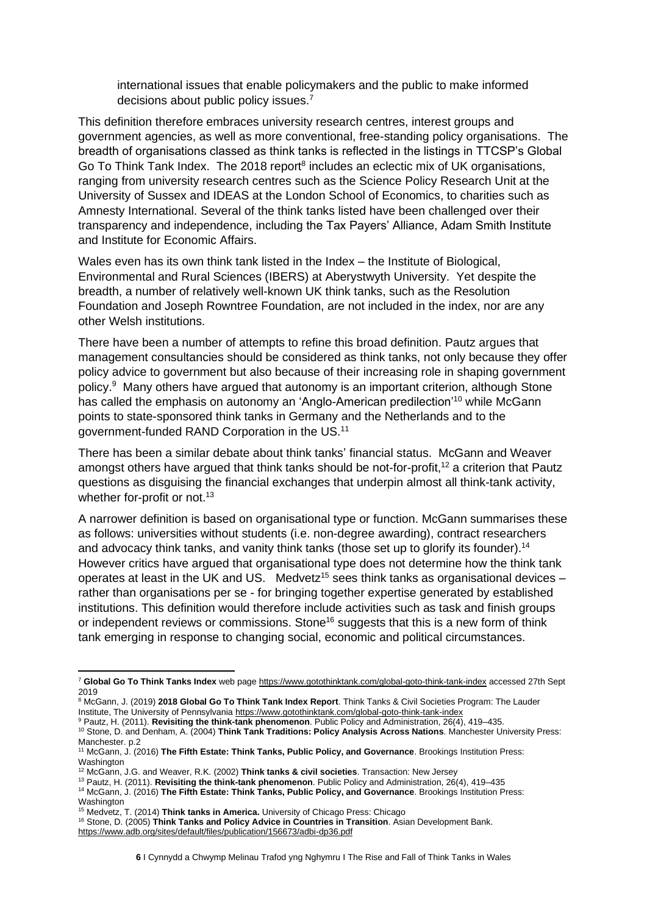international issues that enable policymakers and the public to make informed decisions about public policy issues.[7]

This definition therefore embraces university research centres, interest groups and government agencies, as well as more conventional, free-standing policy organisations. The breadth of organisations classed as think tanks is reflected in the listings in TTCSP's Global Go To Think Tank Index. The 2018 report[8] includes an eclectic mix of UK organisations, ranging from university research centres such as the Science Policy Research Unit at the University of Sussex and IDEAS at the London School of Economics, to charities such as Amnesty International. Several of the think tanks listed have been challenged over their transparency and independence, including the Tax Payers' Alliance, Adam Smith Institute and Institute for Economic Affairs.

Wales even has its own think tank listed in the Index – the Institute of Biological, Environmental and Rural Sciences (IBERS) at Aberystwyth University. Yet despite the breadth, a number of relatively well-known UK think tanks, such as the Resolution Foundation and Joseph Rowntree Foundation, are not included in the index, nor are any other Welsh institutions.

There have been a number of attempts to refine this broad definition. Pautz argues that management consultancies should be considered as think tanks, not only because they offer policy advice to government but also because of their increasing role in shaping government policy.[9] Many others have argued that autonomy is an important criterion, although Stone has called the emphasis on autonomy an 'Anglo-American predilection'[10] while McGann points to state-sponsored think tanks in Germany and the Netherlands and to the government-funded RAND Corporation in the US.[11]

There has been a similar debate about think tanks' financial status. McGann and Weaver amongst others have argued that think tanks should be not-for-profit,[12] a criterion that Pautz questions as disguising the financial exchanges that underpin almost all think-tank activity, whether for-profit or not.[13]

A narrower definition is based on organisational type or function. McGann summarises these as follows: universities without students (i.e. non-degree awarding), contract researchers and advocacy think tanks, and vanity think tanks (those set up to glorify its founder).[14] However critics have argued that organisational type does not determine how the think tank operates at least in the UK and US. Medvetz[15] sees think tanks as organisational devices – rather than organisations per se - for bringing together expertise generated by established institutions. This definition would therefore include activities such as task and finish groups or independent reviews or commissions. Stone[16] suggests that this is a new form of think tank emerging in response to changing social, economic and political circumstances.

---

[7] **Global Go To Think Tanks Index** web page https://www.gotothinktank.com/global-goto-think-tank-index accessed 27th Sept 2019

[8] McGann, J. (2019) **2018 Global Go To Think Tank Index Report**. Think Tanks & Civil Societies Program: The Lauder Institute, The University of Pennsylvania https://www.gotothinktank.com/global-goto-think-tank-index

[9] Pautz, H. (2011). **Revisiting the think-tank phenomenon**. Public Policy and Administration, 26(4), 419–435.

[10] Stone, D. and Denham, A. (2004) **Think Tank Traditions: Policy Analysis Across Nations**. Manchester University Press: Manchester. p.2

[11] McGann, J. (2016) **The Fifth Estate: Think Tanks, Public Policy, and Governance**. Brookings Institution Press: Washington

[12] McGann, J.G. and Weaver, R.K. (2002) **Think tanks & civil societies**. Transaction: New Jersey

[13] Pautz, H. (2011). **Revisiting the think-tank phenomenon**. Public Policy and Administration, 26(4), 419–435

[14] McGann, J. (2016) **The Fifth Estate: Think Tanks, Public Policy, and Governance**. Brookings Institution Press: Washington

[15] Medvetz, T. (2014) **Think tanks in America.** University of Chicago Press: Chicago

[16] Stone, D. (2005) **Think Tanks and Policy Advice in Countries in Transition**. Asian Development Bank. https://www.adb.org/sites/default/files/publication/156673/adbi-dp36.pdf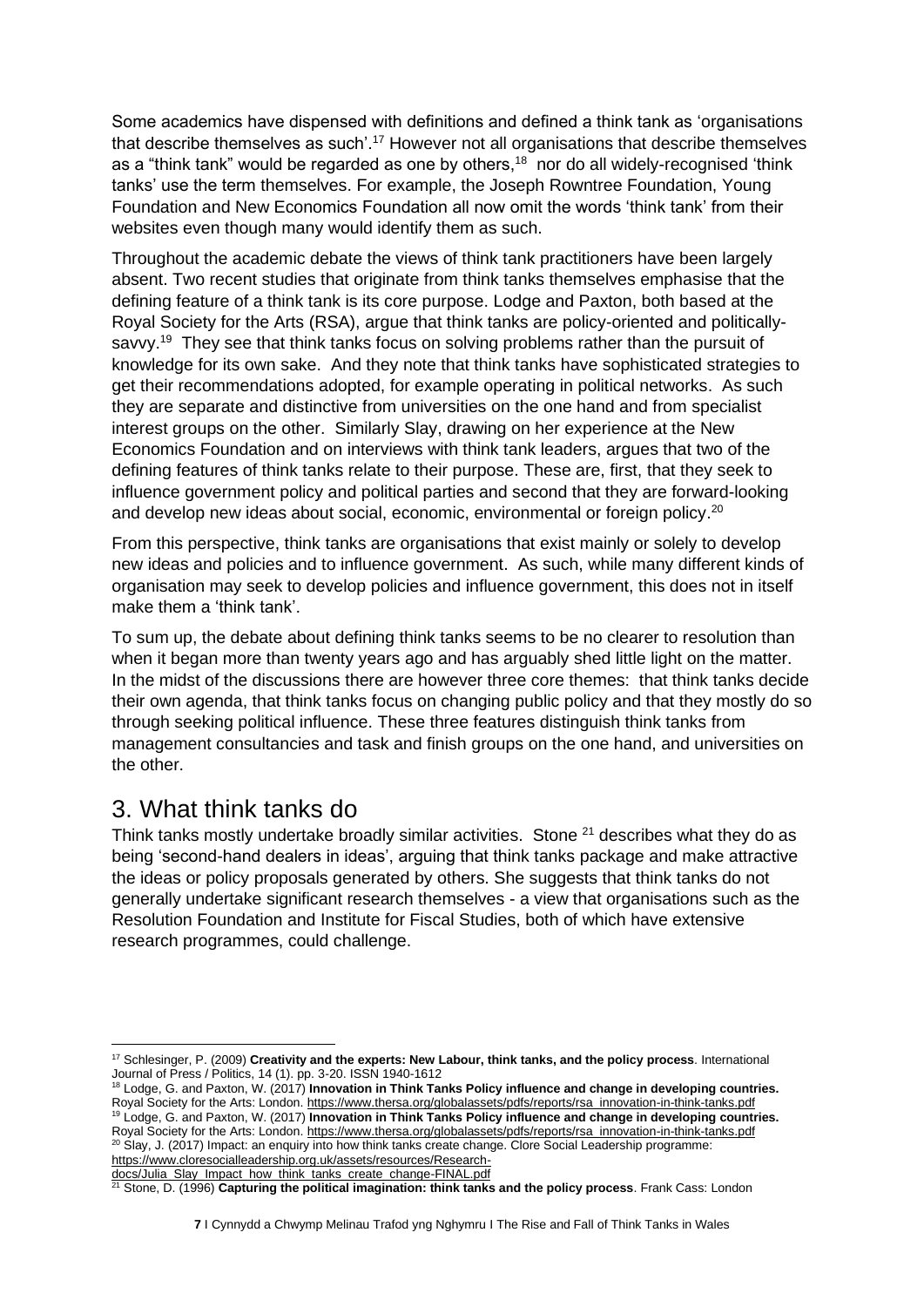Some academics have dispensed with definitions and defined a think tank as 'organisations that describe themselves as such'.[17] However not all organisations that describe themselves as a "think tank" would be regarded as one by others,[18] nor do all widely-recognised 'think tanks' use the term themselves. For example, the Joseph Rowntree Foundation, Young Foundation and New Economics Foundation all now omit the words 'think tank' from their websites even though many would identify them as such.

Throughout the academic debate the views of think tank practitioners have been largely absent. Two recent studies that originate from think tanks themselves emphasise that the defining feature of a think tank is its core purpose. Lodge and Paxton, both based at the Royal Society for the Arts (RSA), argue that think tanks are policy-oriented and politically-savvy.[19] They see that think tanks focus on solving problems rather than the pursuit of knowledge for its own sake. And they note that think tanks have sophisticated strategies to get their recommendations adopted, for example operating in political networks. As such they are separate and distinctive from universities on the one hand and from specialist interest groups on the other. Similarly Slay, drawing on her experience at the New Economics Foundation and on interviews with think tank leaders, argues that two of the defining features of think tanks relate to their purpose. These are, first, that they seek to influence government policy and political parties and second that they are forward-looking and develop new ideas about social, economic, environmental or foreign policy.[20]

From this perspective, think tanks are organisations that exist mainly or solely to develop new ideas and policies and to influence government. As such, while many different kinds of organisation may seek to develop policies and influence government, this does not in itself make them a 'think tank'.

To sum up, the debate about defining think tanks seems to be no clearer to resolution than when it began more than twenty years ago and has arguably shed little light on the matter. In the midst of the discussions there are however three core themes: that think tanks decide their own agenda, that think tanks focus on changing public policy and that they mostly do so through seeking political influence. These three features distinguish think tanks from management consultancies and task and finish groups on the one hand, and universities on the other.

## 3. What think tanks do

Think tanks mostly undertake broadly similar activities. Stone [21] describes what they do as being 'second-hand dealers in ideas', arguing that think tanks package and make attractive the ideas or policy proposals generated by others. She suggests that think tanks do not generally undertake significant research themselves - a view that organisations such as the Resolution Foundation and Institute for Fiscal Studies, both of which have extensive research programmes, could challenge.

---

[17] Schlesinger, P. (2009) **Creativity and the experts: New Labour, think tanks, and the policy process**. International Journal of Press / Politics, 14 (1). pp. 3-20. ISSN 1940-1612

[18] Lodge, G. and Paxton, W. (2017) **Innovation in Think Tanks Policy influence and change in developing countries.** Royal Society for the Arts: London. https://www.thersa.org/globalassets/pdfs/reports/rsa_innovation-in-think-tanks.pdf

[19] Lodge, G. and Paxton, W. (2017) **Innovation in Think Tanks Policy influence and change in developing countries.** Royal Society for the Arts: London. https://www.thersa.org/globalassets/pdfs/reports/rsa_innovation-in-think-tanks.pdf

[20] Slay, J. (2017) Impact: an enquiry into how think tanks create change. Clore Social Leadership programme: https://www.cloresocialleadership.org.uk/assets/resources/Research-docs/Julia_Slay_Impact_how_think_tanks_create_change-FINAL.pdf

[21] Stone, D. (1996) **Capturing the political imagination: think tanks and the policy process**. Frank Cass: London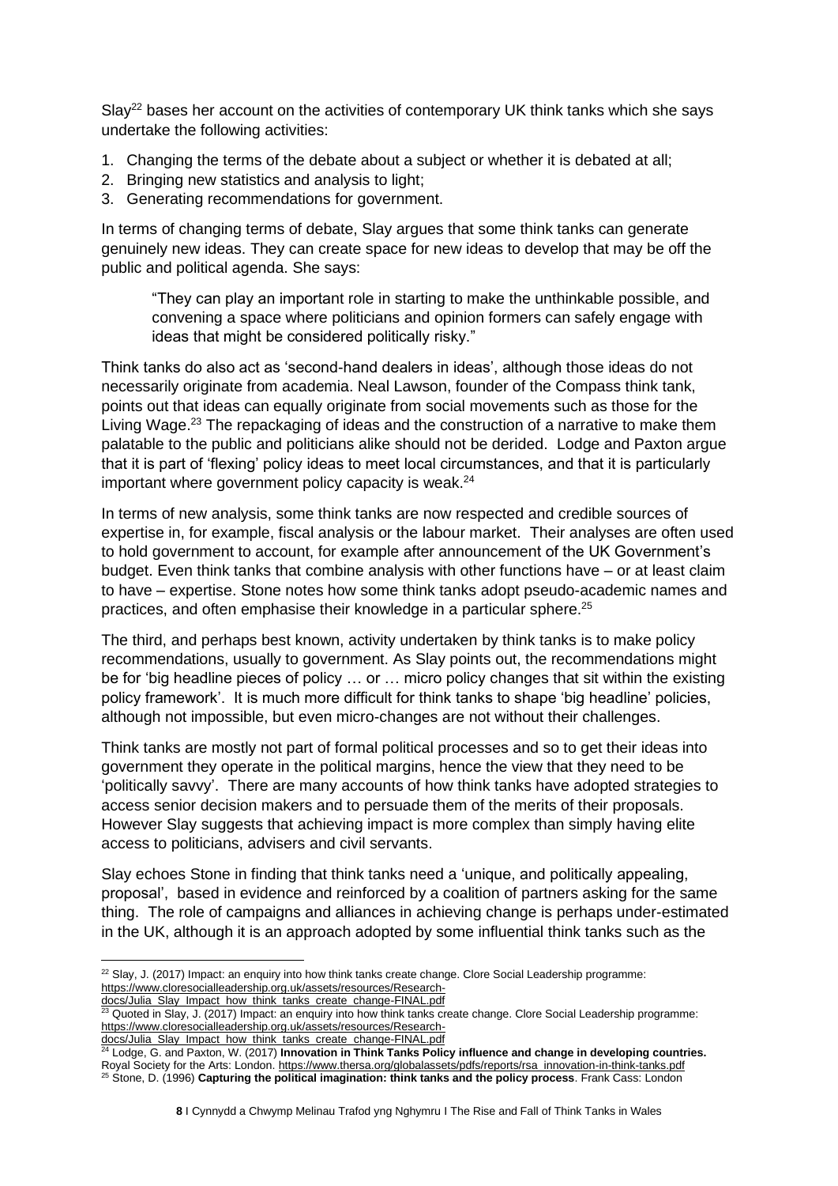Slay[22] bases her account on the activities of contemporary UK think tanks which she says undertake the following activities:

1. Changing the terms of the debate about a subject or whether it is debated at all;
2. Bringing new statistics and analysis to light;
3. Generating recommendations for government.

In terms of changing terms of debate, Slay argues that some think tanks can generate genuinely new ideas. They can create space for new ideas to develop that may be off the public and political agenda. She says:

> "They can play an important role in starting to make the unthinkable possible, and convening a space where politicians and opinion formers can safely engage with ideas that might be considered politically risky."

Think tanks do also act as 'second-hand dealers in ideas', although those ideas do not necessarily originate from academia. Neal Lawson, founder of the Compass think tank, points out that ideas can equally originate from social movements such as those for the Living Wage.[23] The repackaging of ideas and the construction of a narrative to make them palatable to the public and politicians alike should not be derided. Lodge and Paxton argue that it is part of 'flexing' policy ideas to meet local circumstances, and that it is particularly important where government policy capacity is weak.[24]

In terms of new analysis, some think tanks are now respected and credible sources of expertise in, for example, fiscal analysis or the labour market. Their analyses are often used to hold government to account, for example after announcement of the UK Government's budget. Even think tanks that combine analysis with other functions have – or at least claim to have – expertise. Stone notes how some think tanks adopt pseudo-academic names and practices, and often emphasise their knowledge in a particular sphere.[25]

The third, and perhaps best known, activity undertaken by think tanks is to make policy recommendations, usually to government. As Slay points out, the recommendations might be for 'big headline pieces of policy … or … micro policy changes that sit within the existing policy framework'. It is much more difficult for think tanks to shape 'big headline' policies, although not impossible, but even micro-changes are not without their challenges.

Think tanks are mostly not part of formal political processes and so to get their ideas into government they operate in the political margins, hence the view that they need to be 'politically savvy'. There are many accounts of how think tanks have adopted strategies to access senior decision makers and to persuade them of the merits of their proposals. However Slay suggests that achieving impact is more complex than simply having elite access to politicians, advisers and civil servants.

Slay echoes Stone in finding that think tanks need a 'unique, and politically appealing, proposal', based in evidence and reinforced by a coalition of partners asking for the same thing. The role of campaigns and alliances in achieving change is perhaps under-estimated in the UK, although it is an approach adopted by some influential think tanks such as the

---

[22] Slay, J. (2017) Impact: an enquiry into how think tanks create change. Clore Social Leadership programme: https://www.cloresocialleadership.org.uk/assets/resources/Research-docs/Julia_Slay_Impact_how_think_tanks_create_change-FINAL.pdf

[23] Quoted in Slay, J. (2017) Impact: an enquiry into how think tanks create change. Clore Social Leadership programme: https://www.cloresocialleadership.org.uk/assets/resources/Research-docs/Julia_Slay_Impact_how_think_tanks_create_change-FINAL.pdf

[24] Lodge, G. and Paxton, W. (2017) **Innovation in Think Tanks Policy influence and change in developing countries.** Royal Society for the Arts: London. https://www.thersa.org/globalassets/pdfs/reports/rsa_innovation-in-think-tanks.pdf

[25] Stone, D. (1996) **Capturing the political imagination: think tanks and the policy process**. Frank Cass: London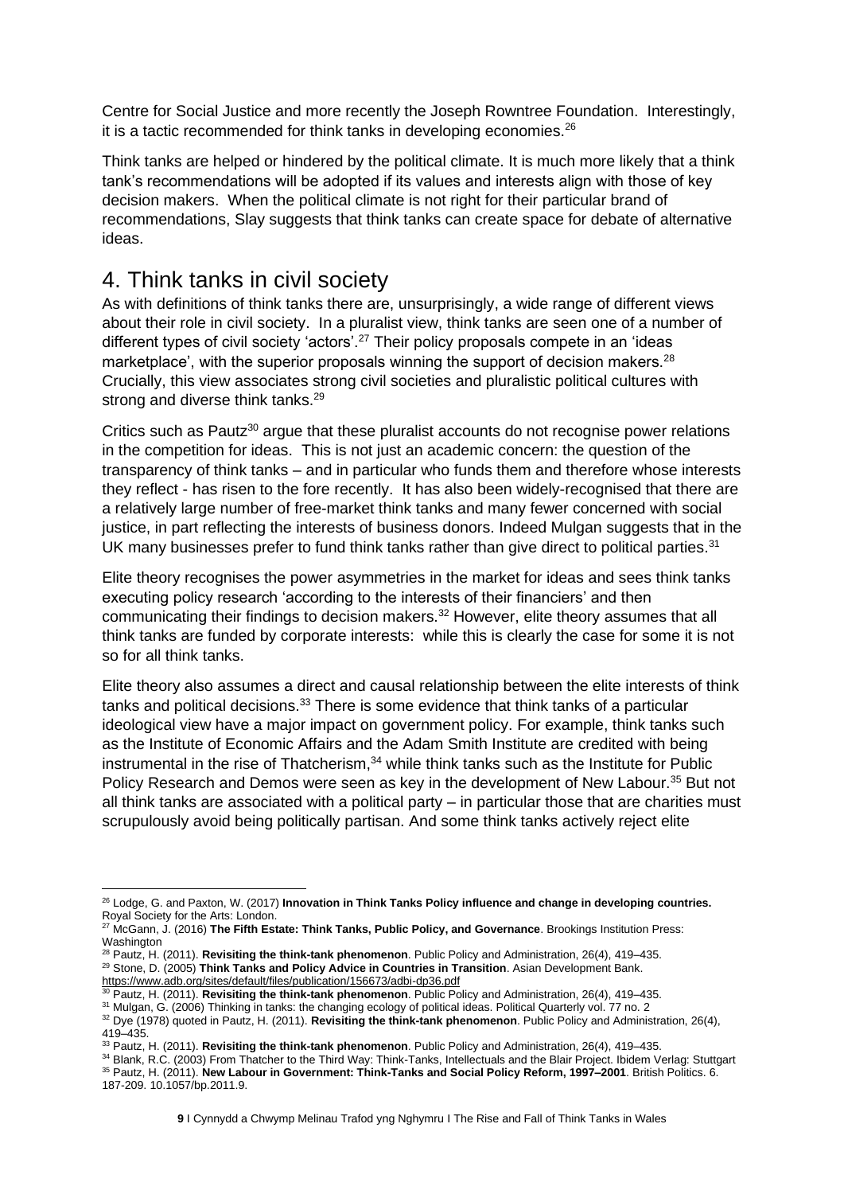Centre for Social Justice and more recently the Joseph Rowntree Foundation. Interestingly, it is a tactic recommended for think tanks in developing economies.[26]

Think tanks are helped or hindered by the political climate. It is much more likely that a think tank's recommendations will be adopted if its values and interests align with those of key decision makers. When the political climate is not right for their particular brand of recommendations, Slay suggests that think tanks can create space for debate of alternative ideas.

## 4. Think tanks in civil society

As with definitions of think tanks there are, unsurprisingly, a wide range of different views about their role in civil society. In a pluralist view, think tanks are seen one of a number of different types of civil society 'actors'.[27] Their policy proposals compete in an 'ideas marketplace', with the superior proposals winning the support of decision makers.[28] Crucially, this view associates strong civil societies and pluralistic political cultures with strong and diverse think tanks.[29]

Critics such as Pautz[30] argue that these pluralist accounts do not recognise power relations in the competition for ideas. This is not just an academic concern: the question of the transparency of think tanks – and in particular who funds them and therefore whose interests they reflect - has risen to the fore recently. It has also been widely-recognised that there are a relatively large number of free-market think tanks and many fewer concerned with social justice, in part reflecting the interests of business donors. Indeed Mulgan suggests that in the UK many businesses prefer to fund think tanks rather than give direct to political parties.[31]

Elite theory recognises the power asymmetries in the market for ideas and sees think tanks executing policy research 'according to the interests of their financiers' and then communicating their findings to decision makers.[32] However, elite theory assumes that all think tanks are funded by corporate interests: while this is clearly the case for some it is not so for all think tanks.

Elite theory also assumes a direct and causal relationship between the elite interests of think tanks and political decisions.[33] There is some evidence that think tanks of a particular ideological view have a major impact on government policy. For example, think tanks such as the Institute of Economic Affairs and the Adam Smith Institute are credited with being instrumental in the rise of Thatcherism,[34] while think tanks such as the Institute for Public Policy Research and Demos were seen as key in the development of New Labour.[35] But not all think tanks are associated with a political party – in particular those that are charities must scrupulously avoid being politically partisan. And some think tanks actively reject elite

---

[26] Lodge, G. and Paxton, W. (2017) **Innovation in Think Tanks Policy influence and change in developing countries.** Royal Society for the Arts: London.

[27] McGann, J. (2016) **The Fifth Estate: Think Tanks, Public Policy, and Governance**. Brookings Institution Press: Washington

[28] Pautz, H. (2011). **Revisiting the think-tank phenomenon**. Public Policy and Administration, 26(4), 419–435.

[29] Stone, D. (2005) **Think Tanks and Policy Advice in Countries in Transition**. Asian Development Bank. https://www.adb.org/sites/default/files/publication/156673/adbi-dp36.pdf

[30] Pautz, H. (2011). **Revisiting the think-tank phenomenon**. Public Policy and Administration, 26(4), 419–435.

[31] Mulgan, G. (2006) Thinking in tanks: the changing ecology of political ideas. Political Quarterly vol. 77 no. 2

[32] Dye (1978) quoted in Pautz, H. (2011). **Revisiting the think-tank phenomenon**. Public Policy and Administration, 26(4), 419–435.

[33] Pautz, H. (2011). **Revisiting the think-tank phenomenon**. Public Policy and Administration, 26(4), 419–435.

[34] Blank, R.C. (2003) From Thatcher to the Third Way: Think-Tanks, Intellectuals and the Blair Project. Ibidem Verlag: Stuttgart

[35] Pautz, H. (2011). **New Labour in Government: Think-Tanks and Social Policy Reform, 1997–2001**. British Politics. 6. 187-209. 10.1057/bp.2011.9.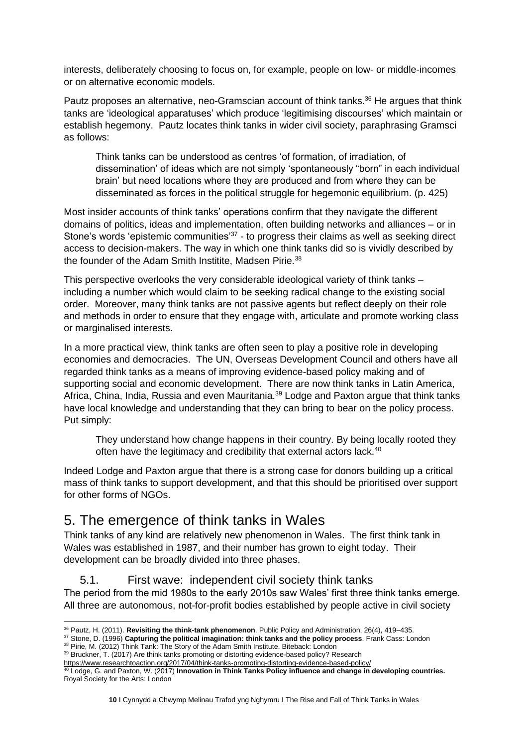interests, deliberately choosing to focus on, for example, people on low- or middle-incomes or on alternative economic models.

Pautz proposes an alternative, neo-Gramscian account of think tanks.[36] He argues that think tanks are 'ideological apparatuses' which produce 'legitimising discourses' which maintain or establish hegemony. Pautz locates think tanks in wider civil society, paraphrasing Gramsci as follows:

> Think tanks can be understood as centres 'of formation, of irradiation, of dissemination' of ideas which are not simply 'spontaneously "born" in each individual brain' but need locations where they are produced and from where they can be disseminated as forces in the political struggle for hegemonic equilibrium. (p. 425)

Most insider accounts of think tanks' operations confirm that they navigate the different domains of politics, ideas and implementation, often building networks and alliances – or in Stone's words 'epistemic communities'[37] - to progress their claims as well as seeking direct access to decision-makers. The way in which one think tanks did so is vividly described by the founder of the Adam Smith Institite, Madsen Pirie.[38]

This perspective overlooks the very considerable ideological variety of think tanks – including a number which would claim to be seeking radical change to the existing social order. Moreover, many think tanks are not passive agents but reflect deeply on their role and methods in order to ensure that they engage with, articulate and promote working class or marginalised interests.

In a more practical view, think tanks are often seen to play a positive role in developing economies and democracies. The UN, Overseas Development Council and others have all regarded think tanks as a means of improving evidence-based policy making and of supporting social and economic development. There are now think tanks in Latin America, Africa, China, India, Russia and even Mauritania.[39] Lodge and Paxton argue that think tanks have local knowledge and understanding that they can bring to bear on the policy process. Put simply:

> They understand how change happens in their country. By being locally rooted they often have the legitimacy and credibility that external actors lack.[40]

Indeed Lodge and Paxton argue that there is a strong case for donors building up a critical mass of think tanks to support development, and that this should be prioritised over support for other forms of NGOs.

## 5. The emergence of think tanks in Wales

Think tanks of any kind are relatively new phenomenon in Wales. The first think tank in Wales was established in 1987, and their number has grown to eight today. Their development can be broadly divided into three phases.

### 5.1. First wave: independent civil society think tanks

The period from the mid 1980s to the early 2010s saw Wales' first three think tanks emerge. All three are autonomous, not-for-profit bodies established by people active in civil society

---

[36] Pautz, H. (2011). **Revisiting the think-tank phenomenon**. Public Policy and Administration, 26(4), 419–435.

[37] Stone, D. (1996) **Capturing the political imagination: think tanks and the policy process**. Frank Cass: London

[38] Pirie, M. (2012) Think Tank: The Story of the Adam Smith Institute. Biteback: London

[39] Bruckner, T. (2017) Are think tanks promoting or distorting evidence-based policy? Research https://www.researchtoaction.org/2017/04/think-tanks-promoting-distorting-evidence-based-policy/

[40] Lodge, G. and Paxton, W. (2017) **Innovation in Think Tanks Policy influence and change in developing countries.** Royal Society for the Arts: London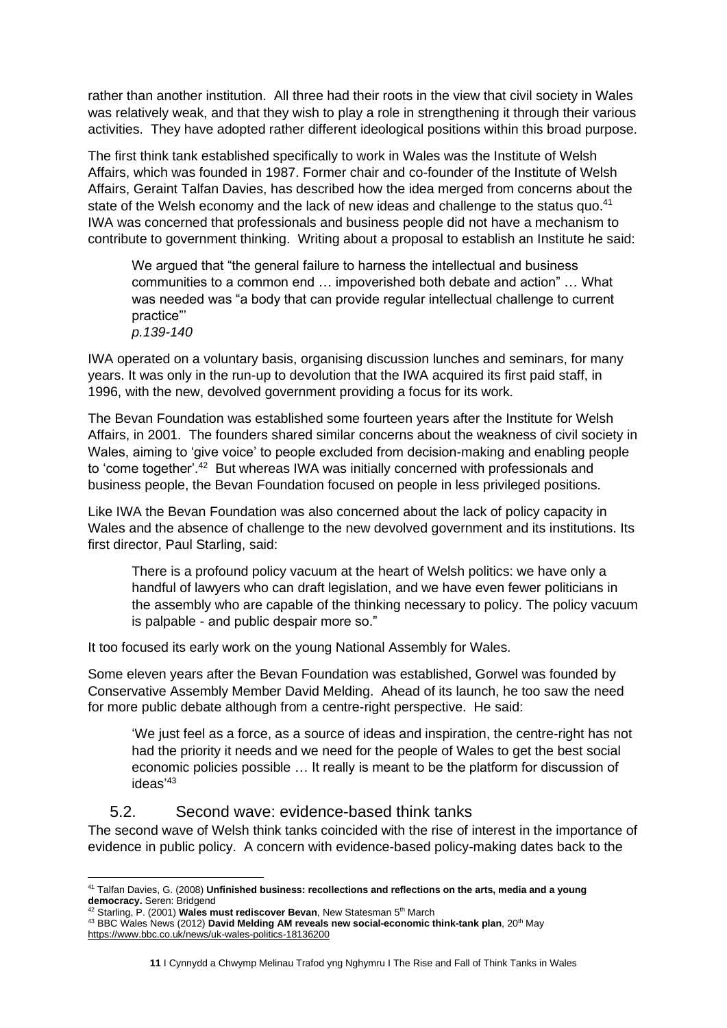rather than another institution. All three had their roots in the view that civil society in Wales was relatively weak, and that they wish to play a role in strengthening it through their various activities. They have adopted rather different ideological positions within this broad purpose.

The first think tank established specifically to work in Wales was the Institute of Welsh Affairs, which was founded in 1987. Former chair and co-founder of the Institute of Welsh Affairs, Geraint Talfan Davies, has described how the idea merged from concerns about the state of the Welsh economy and the lack of new ideas and challenge to the status quo.[41] IWA was concerned that professionals and business people did not have a mechanism to contribute to government thinking. Writing about a proposal to establish an Institute he said:

> We argued that "the general failure to harness the intellectual and business communities to a common end … impoverished both debate and action" … What was needed was "a body that can provide regular intellectual challenge to current practice"'
> *p.139-140*

IWA operated on a voluntary basis, organising discussion lunches and seminars, for many years. It was only in the run-up to devolution that the IWA acquired its first paid staff, in 1996, with the new, devolved government providing a focus for its work.

The Bevan Foundation was established some fourteen years after the Institute for Welsh Affairs, in 2001. The founders shared similar concerns about the weakness of civil society in Wales, aiming to 'give voice' to people excluded from decision-making and enabling people to 'come together'.[42] But whereas IWA was initially concerned with professionals and business people, the Bevan Foundation focused on people in less privileged positions.

Like IWA the Bevan Foundation was also concerned about the lack of policy capacity in Wales and the absence of challenge to the new devolved government and its institutions. Its first director, Paul Starling, said:

> There is a profound policy vacuum at the heart of Welsh politics: we have only a handful of lawyers who can draft legislation, and we have even fewer politicians in the assembly who are capable of the thinking necessary to policy. The policy vacuum is palpable - and public despair more so."

It too focused its early work on the young National Assembly for Wales.

Some eleven years after the Bevan Foundation was established, Gorwel was founded by Conservative Assembly Member David Melding. Ahead of its launch, he too saw the need for more public debate although from a centre-right perspective. He said:

> 'We just feel as a force, as a source of ideas and inspiration, the centre-right has not had the priority it needs and we need for the people of Wales to get the best social economic policies possible … It really is meant to be the platform for discussion of ideas'[43]

### 5.2. Second wave: evidence-based think tanks

The second wave of Welsh think tanks coincided with the rise of interest in the importance of evidence in public policy. A concern with evidence-based policy-making dates back to the

---

[41] Talfan Davies, G. (2008) **Unfinished business: recollections and reflections on the arts, media and a young democracy.** Seren: Bridgend

[42] Starling, P. (2001) **Wales must rediscover Bevan**, New Statesman 5th March

[43] BBC Wales News (2012) **David Melding AM reveals new social-economic think-tank plan**, 20th May https://www.bbc.co.uk/news/uk-wales-politics-18136200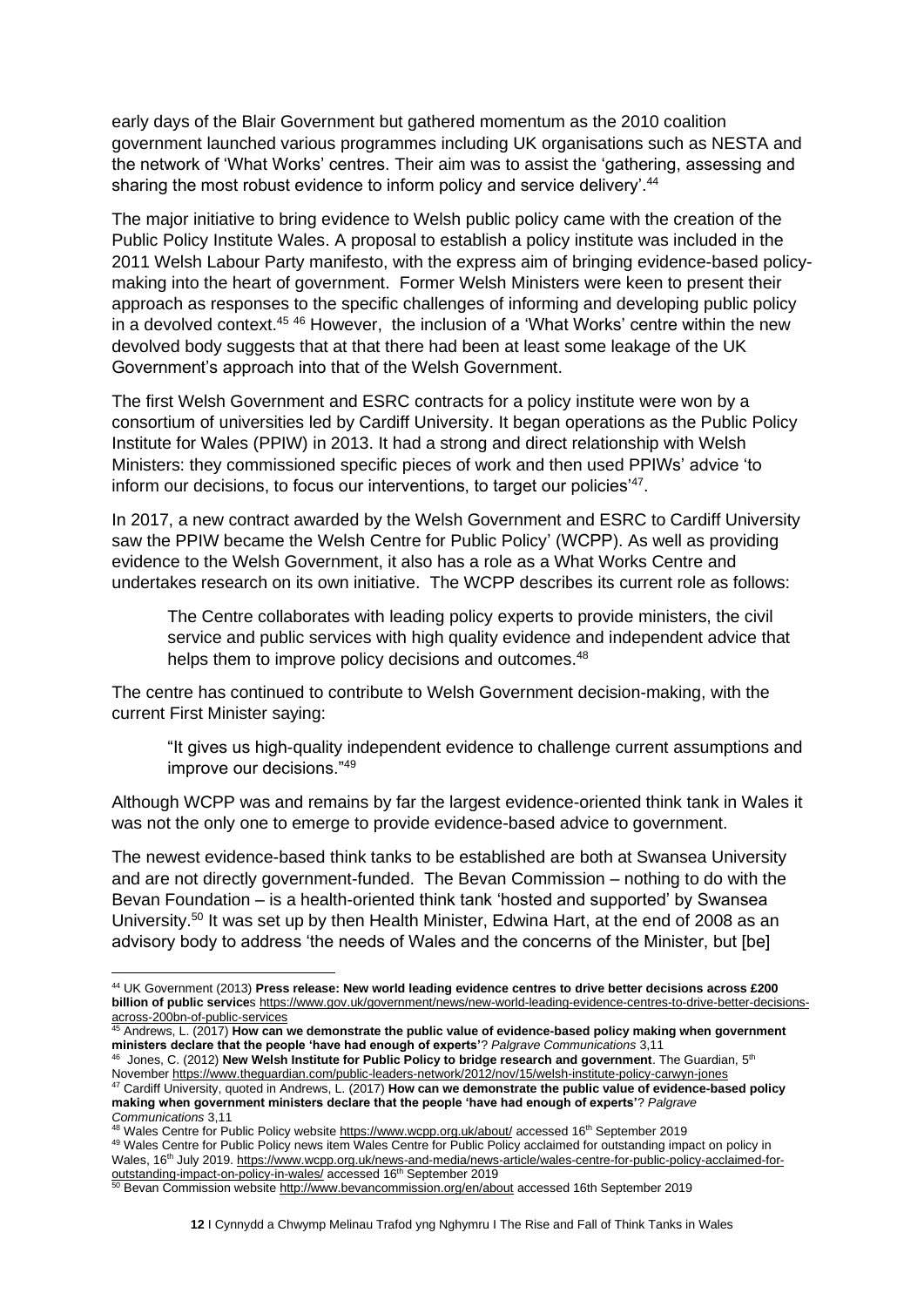early days of the Blair Government but gathered momentum as the 2010 coalition government launched various programmes including UK organisations such as NESTA and the network of 'What Works' centres. Their aim was to assist the 'gathering, assessing and sharing the most robust evidence to inform policy and service delivery'.[44]

The major initiative to bring evidence to Welsh public policy came with the creation of the Public Policy Institute Wales. A proposal to establish a policy institute was included in the 2011 Welsh Labour Party manifesto, with the express aim of bringing evidence-based policy-making into the heart of government. Former Welsh Ministers were keen to present their approach as responses to the specific challenges of informing and developing public policy in a devolved context.[45] [46] However, the inclusion of a 'What Works' centre within the new devolved body suggests that at that there had been at least some leakage of the UK Government's approach into that of the Welsh Government.

The first Welsh Government and ESRC contracts for a policy institute were won by a consortium of universities led by Cardiff University. It began operations as the Public Policy Institute for Wales (PPIW) in 2013. It had a strong and direct relationship with Welsh Ministers: they commissioned specific pieces of work and then used PPIWs' advice 'to inform our decisions, to focus our interventions, to target our policies'[47].

In 2017, a new contract awarded by the Welsh Government and ESRC to Cardiff University saw the PPIW became the Welsh Centre for Public Policy' (WCPP). As well as providing evidence to the Welsh Government, it also has a role as a What Works Centre and undertakes research on its own initiative. The WCPP describes its current role as follows:

> The Centre collaborates with leading policy experts to provide ministers, the civil service and public services with high quality evidence and independent advice that helps them to improve policy decisions and outcomes.[48]

The centre has continued to contribute to Welsh Government decision-making, with the current First Minister saying:

> "It gives us high-quality independent evidence to challenge current assumptions and improve our decisions."[49]

Although WCPP was and remains by far the largest evidence-oriented think tank in Wales it was not the only one to emerge to provide evidence-based advice to government.

The newest evidence-based think tanks to be established are both at Swansea University and are not directly government-funded. The Bevan Commission – nothing to do with the Bevan Foundation – is a health-oriented think tank 'hosted and supported' by Swansea University.[50] It was set up by then Health Minister, Edwina Hart, at the end of 2008 as an advisory body to address 'the needs of Wales and the concerns of the Minister, but [be]

---

[44] UK Government (2013) **Press release: New world leading evidence centres to drive better decisions across £200 billion of public services** https://www.gov.uk/government/news/new-world-leading-evidence-centres-to-drive-better-decisions-across-200bn-of-public-services

[45] Andrews, L. (2017) **How can we demonstrate the public value of evidence-based policy making when government ministers declare that the people 'have had enough of experts'**? *Palgrave Communications* 3,11

[46] Jones, C. (2012) **New Welsh Institute for Public Policy to bridge research and government**. The Guardian, 5th November https://www.theguardian.com/public-leaders-network/2012/nov/15/welsh-institute-policy-carwyn-jones

[47] Cardiff University, quoted in Andrews, L. (2017) **How can we demonstrate the public value of evidence-based policy making when government ministers declare that the people 'have had enough of experts'**? *Palgrave Communications* 3,11

[48] Wales Centre for Public Policy website https://www.wcpp.org.uk/about/ accessed 16th September 2019

[49] Wales Centre for Public Policy news item Wales Centre for Public Policy acclaimed for outstanding impact on policy in Wales, 16th July 2019. https://www.wcpp.org.uk/news-and-media/news-article/wales-centre-for-public-policy-acclaimed-for-outstanding-impact-on-policy-in-wales/ accessed 16th September 2019

[50] Bevan Commission website http://www.bevancommission.org/en/about accessed 16th September 2019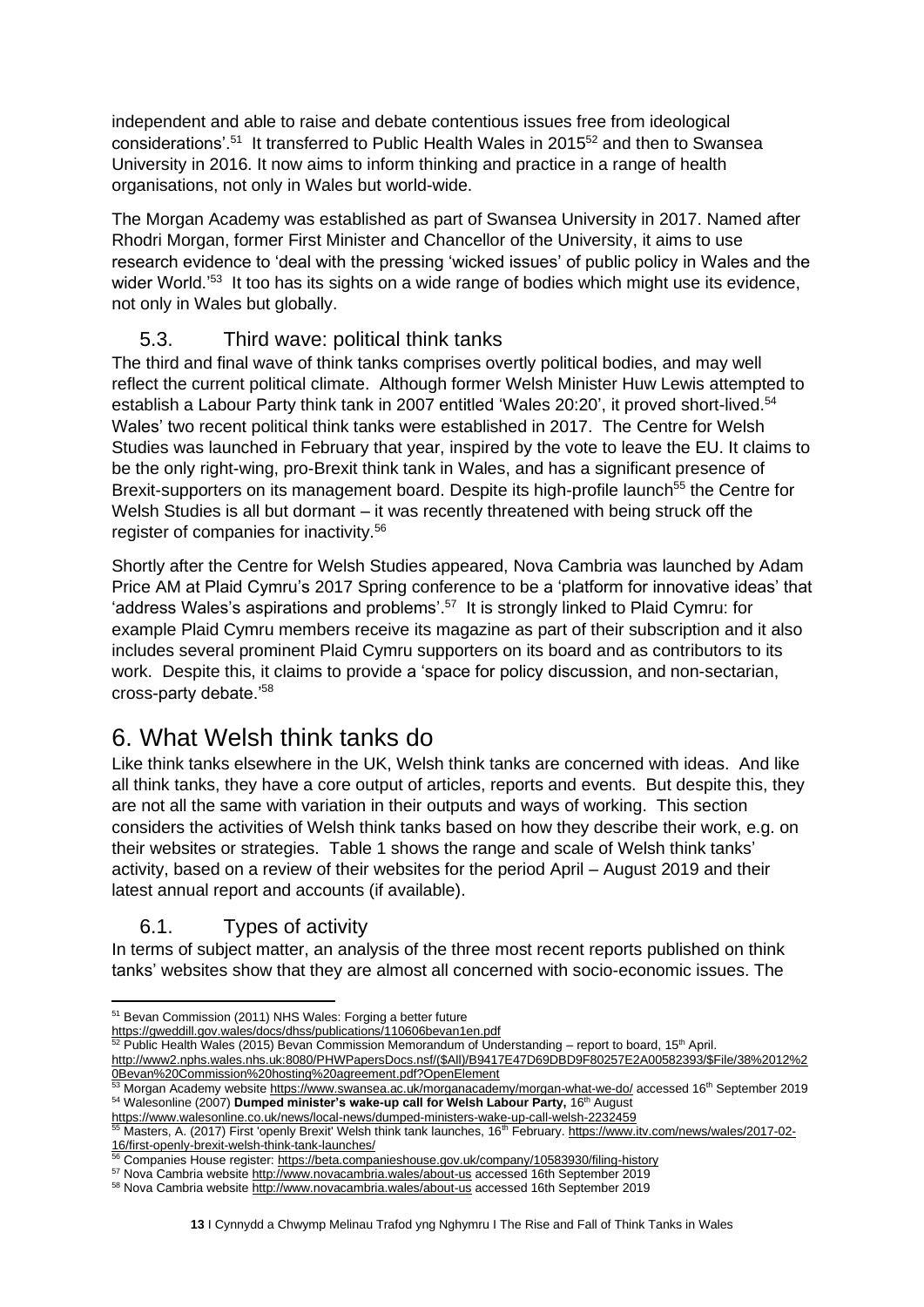independent and able to raise and debate contentious issues free from ideological considerations'.[51] It transferred to Public Health Wales in 2015[52] and then to Swansea University in 2016. It now aims to inform thinking and practice in a range of health organisations, not only in Wales but world-wide.

The Morgan Academy was established as part of Swansea University in 2017. Named after Rhodri Morgan, former First Minister and Chancellor of the University, it aims to use research evidence to 'deal with the pressing 'wicked issues' of public policy in Wales and the wider World.'[53] It too has its sights on a wide range of bodies which might use its evidence, not only in Wales but globally.

### 5.3. Third wave: political think tanks

The third and final wave of think tanks comprises overtly political bodies, and may well reflect the current political climate. Although former Welsh Minister Huw Lewis attempted to establish a Labour Party think tank in 2007 entitled 'Wales 20:20', it proved short-lived.[54] Wales' two recent political think tanks were established in 2017. The Centre for Welsh Studies was launched in February that year, inspired by the vote to leave the EU. It claims to be the only right-wing, pro-Brexit think tank in Wales, and has a significant presence of Brexit-supporters on its management board. Despite its high-profile launch[55] the Centre for Welsh Studies is all but dormant – it was recently threatened with being struck off the register of companies for inactivity.[56]

Shortly after the Centre for Welsh Studies appeared, Nova Cambria was launched by Adam Price AM at Plaid Cymru's 2017 Spring conference to be a 'platform for innovative ideas' that 'address Wales's aspirations and problems'.[57] It is strongly linked to Plaid Cymru: for example Plaid Cymru members receive its magazine as part of their subscription and it also includes several prominent Plaid Cymru supporters on its board and as contributors to its work. Despite this, it claims to provide a 'space for policy discussion, and non-sectarian, cross-party debate.'[58]

## 6. What Welsh think tanks do

Like think tanks elsewhere in the UK, Welsh think tanks are concerned with ideas. And like all think tanks, they have a core output of articles, reports and events. But despite this, they are not all the same with variation in their outputs and ways of working. This section considers the activities of Welsh think tanks based on how they describe their work, e.g. on their websites or strategies. Table 1 shows the range and scale of Welsh think tanks' activity, based on a review of their websites for the period April – August 2019 and their latest annual report and accounts (if available).

### 6.1. Types of activity

In terms of subject matter, an analysis of the three most recent reports published on think tanks' websites show that they are almost all concerned with socio-economic issues. The

---

[51] Bevan Commission (2011) NHS Wales: Forging a better future https://gweddill.gov.wales/docs/dhss/publications/110606bevan1en.pdf

[52] Public Health Wales (2015) Bevan Commission Memorandum of Understanding – report to board, 15th April. http://www2.nphs.wales.nhs.uk:8080/PHWPapersDocs.nsf/($All)/B9417E47D69DBD9F80257E2A00582393/$File/38%2012%20Bevan%20Commission%20hosting%20agreement.pdf?OpenElement

[53] Morgan Academy website https://www.swansea.ac.uk/morganacademy/morgan-what-we-do/ accessed 16th September 2019

[54] Walesonline (2007) **Dumped minister's wake-up call for Welsh Labour Party,** 16th August https://www.walesonline.co.uk/news/local-news/dumped-ministers-wake-up-call-welsh-2232459

[55] Masters, A. (2017) First 'openly Brexit' Welsh think tank launches, 16th February. https://www.itv.com/news/wales/2017-02-16/first-openly-brexit-welsh-think-tank-launches/

[56] Companies House register: https://beta.companieshouse.gov.uk/company/10583930/filing-history

[57] Nova Cambria website http://www.novacambria.wales/about-us accessed 16th September 2019

[58] Nova Cambria website http://www.novacambria.wales/about-us accessed 16th September 2019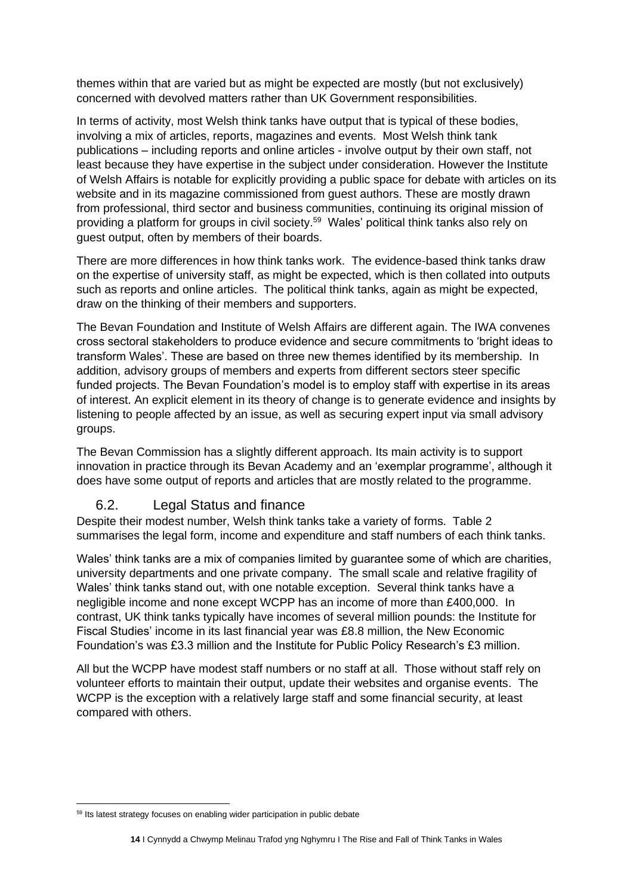themes within that are varied but as might be expected are mostly (but not exclusively) concerned with devolved matters rather than UK Government responsibilities.

In terms of activity, most Welsh think tanks have output that is typical of these bodies, involving a mix of articles, reports, magazines and events. Most Welsh think tank publications – including reports and online articles - involve output by their own staff, not least because they have expertise in the subject under consideration. However the Institute of Welsh Affairs is notable for explicitly providing a public space for debate with articles on its website and in its magazine commissioned from guest authors. These are mostly drawn from professional, third sector and business communities, continuing its original mission of providing a platform for groups in civil society.[59] Wales' political think tanks also rely on guest output, often by members of their boards.

There are more differences in how think tanks work. The evidence-based think tanks draw on the expertise of university staff, as might be expected, which is then collated into outputs such as reports and online articles. The political think tanks, again as might be expected, draw on the thinking of their members and supporters.

The Bevan Foundation and Institute of Welsh Affairs are different again. The IWA convenes cross sectoral stakeholders to produce evidence and secure commitments to 'bright ideas to transform Wales'. These are based on three new themes identified by its membership. In addition, advisory groups of members and experts from different sectors steer specific funded projects. The Bevan Foundation's model is to employ staff with expertise in its areas of interest. An explicit element in its theory of change is to generate evidence and insights by listening to people affected by an issue, as well as securing expert input via small advisory groups.

The Bevan Commission has a slightly different approach. Its main activity is to support innovation in practice through its Bevan Academy and an 'exemplar programme', although it does have some output of reports and articles that are mostly related to the programme.

## 6.2. Legal Status and finance

Despite their modest number, Welsh think tanks take a variety of forms. Table 2 summarises the legal form, income and expenditure and staff numbers of each think tanks.

Wales' think tanks are a mix of companies limited by guarantee some of which are charities, university departments and one private company. The small scale and relative fragility of Wales' think tanks stand out, with one notable exception. Several think tanks have a negligible income and none except WCPP has an income of more than £400,000. In contrast, UK think tanks typically have incomes of several million pounds: the Institute for Fiscal Studies' income in its last financial year was £8.8 million, the New Economic Foundation's was £3.3 million and the Institute for Public Policy Research's £3 million.

All but the WCPP have modest staff numbers or no staff at all. Those without staff rely on volunteer efforts to maintain their output, update their websites and organise events. The WCPP is the exception with a relatively large staff and some financial security, at least compared with others.

[59] Its latest strategy focuses on enabling wider participation in public debate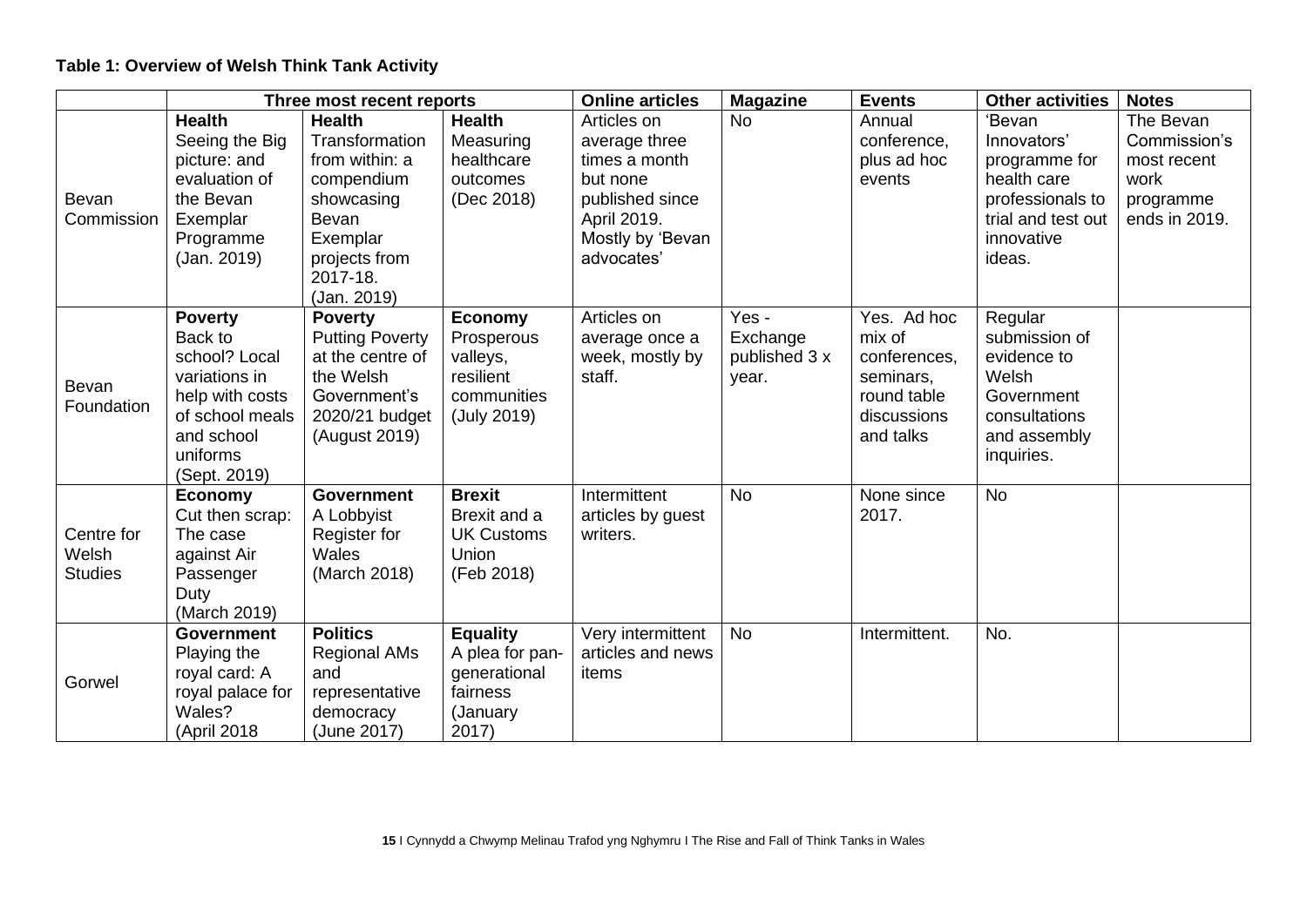**Table 1: Overview of Welsh Think Tank Activity**

| | Three most recent reports | | | Online articles | Magazine | Events | Other activities | Notes |
|---|---|---|---|---|---|---|---|---|
| Bevan Commission | **Health** Seeing the Big picture: and evaluation of the Bevan Exemplar Programme (Jan. 2019) | **Health** Transformation from within: a compendium showcasing Bevan Exemplar projects from 2017-18. (Jan. 2019) | **Health** Measuring healthcare outcomes (Dec 2018) | Articles on average three times a month but none published since April 2019. Mostly by 'Bevan advocates' | No | Annual conference, plus ad hoc events | 'Bevan Innovators' programme for health care professionals to trial and test out innovative ideas. | The Bevan Commission's most recent work programme ends in 2019. |
| Bevan Foundation | **Poverty** Back to school? Local variations in help with costs of school meals and school uniforms (Sept. 2019) | **Poverty** Putting Poverty at the centre of the Welsh Government's 2020/21 budget (August 2019) | **Economy** Prosperous valleys, resilient communities (July 2019) | Articles on average once a week, mostly by staff. | Yes - Exchange published 3 x year. | Yes. Ad hoc mix of conferences, seminars, round table discussions and talks | Regular submission of evidence to Welsh Government consultations and assembly inquiries. | |
| Centre for Welsh Studies | **Economy** Cut then scrap: The case against Air Passenger Duty (March 2019) | **Government** A Lobbyist Register for Wales (March 2018) | **Brexit** Brexit and a UK Customs Union (Feb 2018) | Intermittent articles by guest writers. | No | None since 2017. | No | |
| Gorwel | **Government** Playing the royal card: A royal palace for Wales? (April 2018 | **Politics** Regional AMs and representative democracy (June 2017) | **Equality** A plea for pan-generational fairness (January 2017) | Very intermittent articles and news items | No | Intermittent. | No. | |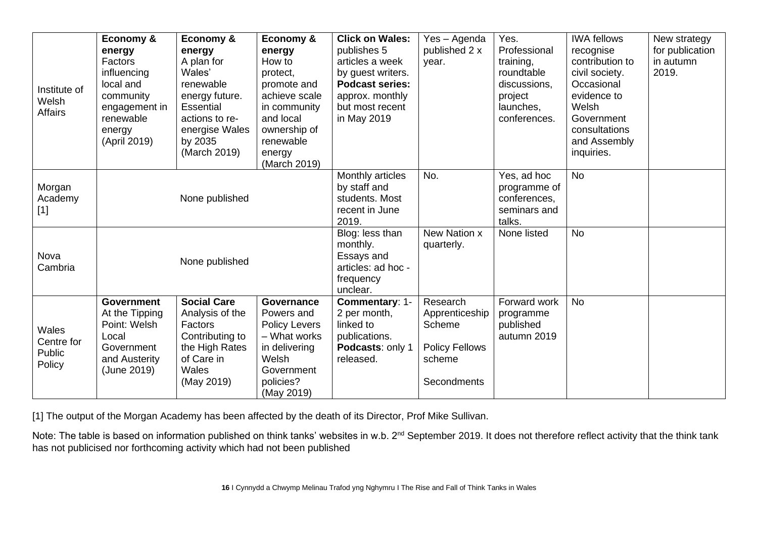| | | | | | | | | |
|---|---|---|---|---|---|---|---|---|
| Institute of Welsh Affairs | **Economy & energy** Factors influencing local and community engagement in renewable energy (April 2019) | **Economy & energy** A plan for Wales' renewable energy future. Essential actions to re-energise Wales by 2035 (March 2019) | **Economy & energy** How to protect, promote and achieve scale in community and local ownership of renewable energy (March 2019) | **Click on Wales:** publishes 5 articles a week by guest writers. **Podcast series:** approx. monthly but most recent in May 2019 | Yes – Agenda published 2 x year. | Yes. Professional training, roundtable discussions, project launches, conferences. | IWA fellows recognise contribution to civil society. Occasional evidence to Welsh Government consultations and Assembly inquiries. | New strategy for publication in autumn 2019. |
| Morgan Academy [1] | None published | | | Monthly articles by staff and students. Most recent in June 2019. | No. | Yes, ad hoc programme of conferences, seminars and talks. | No | |
| Nova Cambria | None published | | | Blog: less than monthly. Essays and articles: ad hoc - frequency unclear. | New Nation x quarterly. | None listed | No | |
| Wales Centre for Public Policy | **Government** At the Tipping Point: Welsh Local Government and Austerity (June 2019) | **Social Care** Analysis of the Factors Contributing to the High Rates of Care in Wales (May 2019) | **Governance** Powers and Policy Levers – What works in delivering Welsh Government policies? (May 2019) | **Commentary**: 1-2 per month, linked to publications. **Podcasts**: only 1 released. | Research Apprenticeship Scheme<br><br>Policy Fellows scheme<br><br>Secondments | Forward work programme published autumn 2019 | No | |

[1] The output of the Morgan Academy has been affected by the death of its Director, Prof Mike Sullivan.

Note: The table is based on information published on think tanks' websites in w.b. 2nd September 2019. It does not therefore reflect activity that the think tank has not publicised nor forthcoming activity which had not been published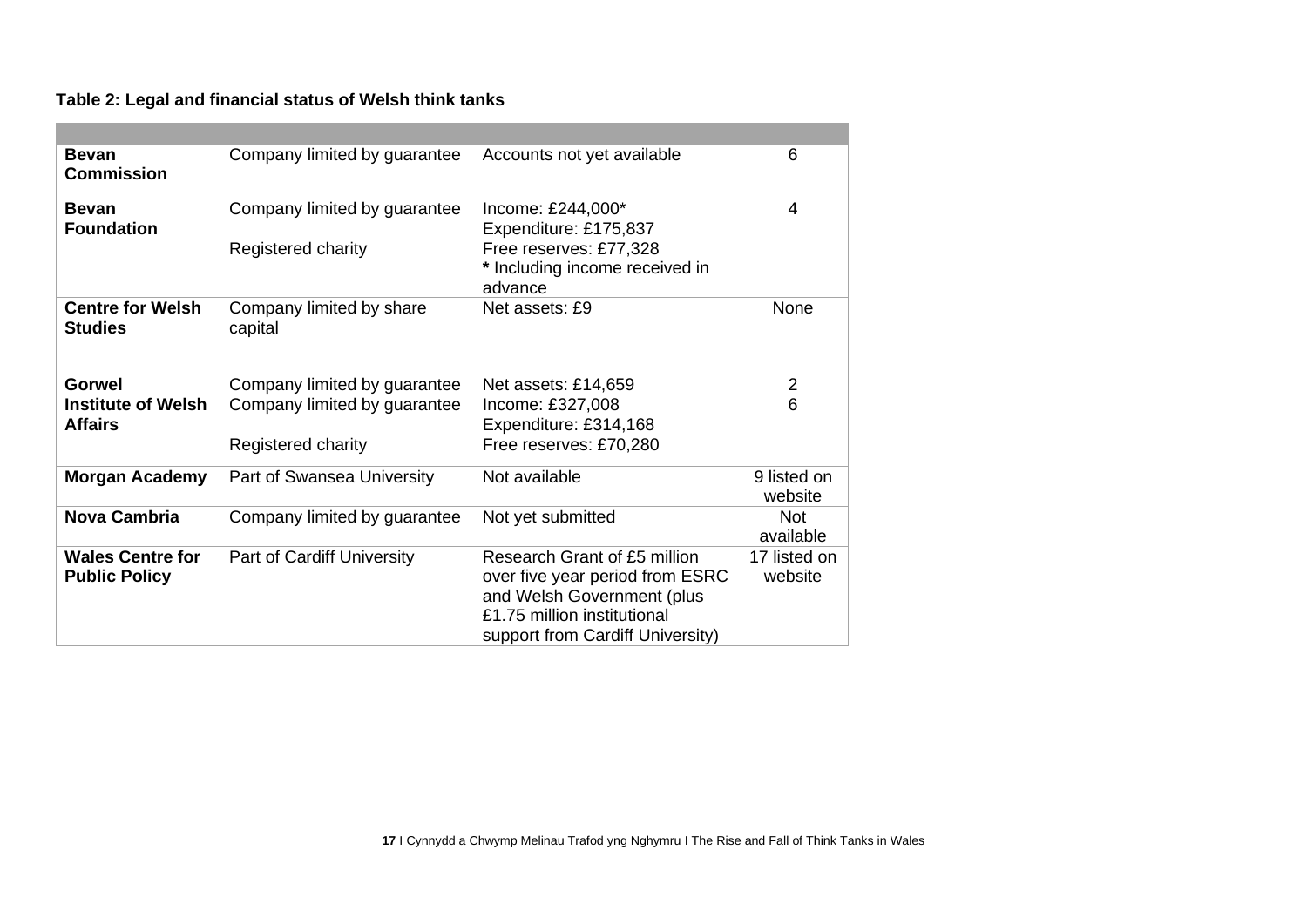**Table 2: Legal and financial status of Welsh think tanks**

| | | | |
|---|---|---|---|
| **Bevan Commission** | Company limited by guarantee | Accounts not yet available | 6 |
| **Bevan Foundation** | Company limited by guarantee<br><br>Registered charity | Income: £244,000*<br>Expenditure: £175,837<br>Free reserves: £77,328<br>**\*** Including income received in advance | 4 |
| **Centre for Welsh Studies** | Company limited by share capital | Net assets: £9 | None |
| **Gorwel** | Company limited by guarantee | Net assets: £14,659 | 2 |
| **Institute of Welsh Affairs** | Company limited by guarantee<br><br>Registered charity | Income: £327,008<br>Expenditure: £314,168<br>Free reserves: £70,280 | 6 |
| **Morgan Academy** | Part of Swansea University | Not available | 9 listed on website |
| **Nova Cambria** | Company limited by guarantee | Not yet submitted | Not available |
| **Wales Centre for Public Policy** | Part of Cardiff University | Research Grant of £5 million over five year period from ESRC and Welsh Government (plus £1.75 million institutional support from Cardiff University) | 17 listed on website |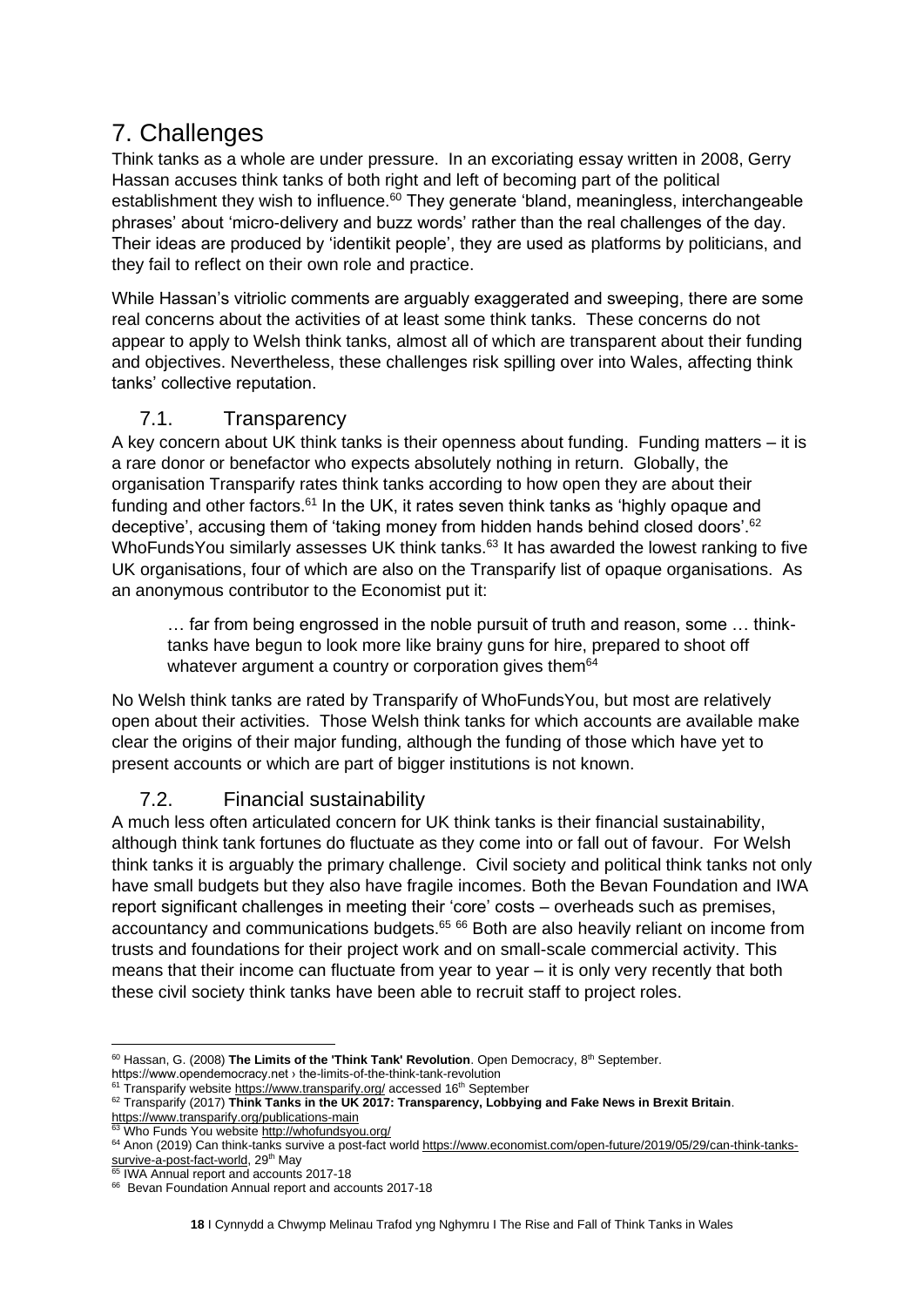# 7. Challenges

Think tanks as a whole are under pressure. In an excoriating essay written in 2008, Gerry Hassan accuses think tanks of both right and left of becoming part of the political establishment they wish to influence.[60] They generate 'bland, meaningless, interchangeable phrases' about 'micro-delivery and buzz words' rather than the real challenges of the day. Their ideas are produced by 'identikit people', they are used as platforms by politicians, and they fail to reflect on their own role and practice.

While Hassan's vitriolic comments are arguably exaggerated and sweeping, there are some real concerns about the activities of at least some think tanks. These concerns do not appear to apply to Welsh think tanks, almost all of which are transparent about their funding and objectives. Nevertheless, these challenges risk spilling over into Wales, affecting think tanks' collective reputation.

## 7.1. Transparency

A key concern about UK think tanks is their openness about funding. Funding matters – it is a rare donor or benefactor who expects absolutely nothing in return. Globally, the organisation Transparify rates think tanks according to how open they are about their funding and other factors.[61] In the UK, it rates seven think tanks as 'highly opaque and deceptive', accusing them of 'taking money from hidden hands behind closed doors'.[62] WhoFundsYou similarly assesses UK think tanks.[63] It has awarded the lowest ranking to five UK organisations, four of which are also on the Transparify list of opaque organisations. As an anonymous contributor to the Economist put it:

> … far from being engrossed in the noble pursuit of truth and reason, some … think-tanks have begun to look more like brainy guns for hire, prepared to shoot off whatever argument a country or corporation gives them[64]

No Welsh think tanks are rated by Transparify of WhoFundsYou, but most are relatively open about their activities. Those Welsh think tanks for which accounts are available make clear the origins of their major funding, although the funding of those which have yet to present accounts or which are part of bigger institutions is not known.

## 7.2. Financial sustainability

A much less often articulated concern for UK think tanks is their financial sustainability, although think tank fortunes do fluctuate as they come into or fall out of favour. For Welsh think tanks it is arguably the primary challenge. Civil society and political think tanks not only have small budgets but they also have fragile incomes. Both the Bevan Foundation and IWA report significant challenges in meeting their 'core' costs – overheads such as premises, accountancy and communications budgets.[65] [66] Both are also heavily reliant on income from trusts and foundations for their project work and on small-scale commercial activity. This means that their income can fluctuate from year to year – it is only very recently that both these civil society think tanks have been able to recruit staff to project roles.

---

[60] Hassan, G. (2008) **The Limits of the 'Think Tank' Revolution**. Open Democracy, 8th September. https://www.opendemocracy.net › the-limits-of-the-think-tank-revolution

[61] Transparify website https://www.transparify.org/ accessed 16th September

[62] Transparify (2017) **Think Tanks in the UK 2017: Transparency, Lobbying and Fake News in Brexit Britain**. https://www.transparify.org/publications-main

[63] Who Funds You website http://whofundsyou.org/

[64] Anon (2019) Can think-tanks survive a post-fact world https://www.economist.com/open-future/2019/05/29/can-think-tanks-survive-a-post-fact-world, 29th May

[65] IWA Annual report and accounts 2017-18

[66] Bevan Foundation Annual report and accounts 2017-18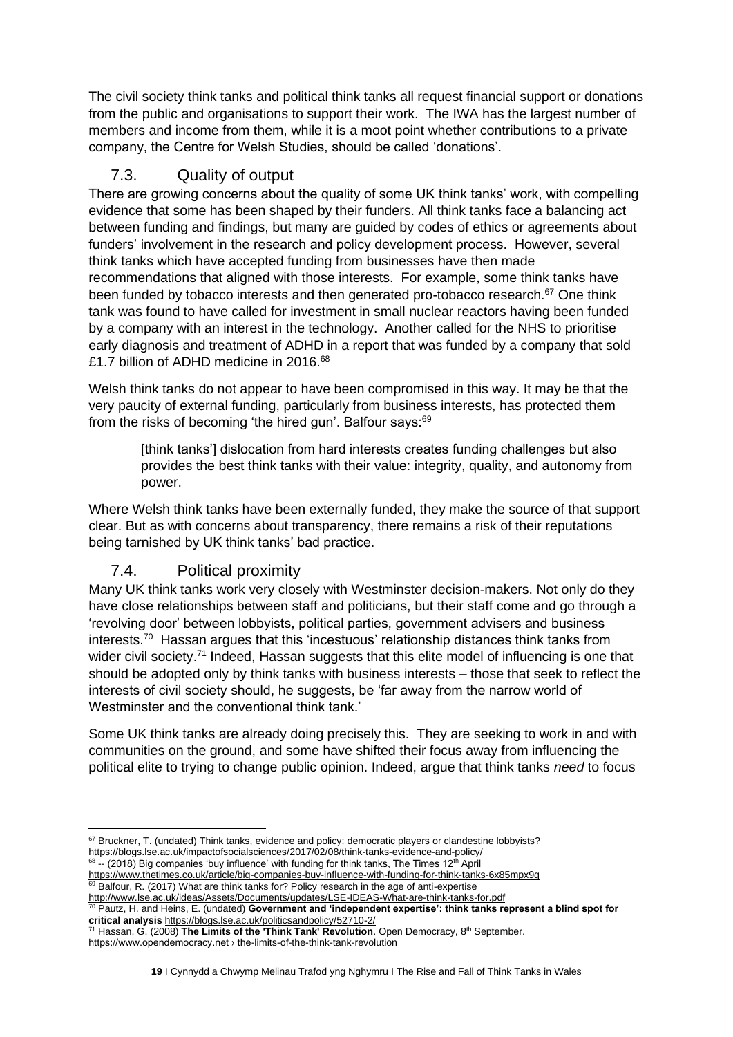The civil society think tanks and political think tanks all request financial support or donations from the public and organisations to support their work. The IWA has the largest number of members and income from them, while it is a moot point whether contributions to a private company, the Centre for Welsh Studies, should be called 'donations'.

## 7.3. Quality of output

There are growing concerns about the quality of some UK think tanks' work, with compelling evidence that some has been shaped by their funders. All think tanks face a balancing act between funding and findings, but many are guided by codes of ethics or agreements about funders' involvement in the research and policy development process. However, several think tanks which have accepted funding from businesses have then made recommendations that aligned with those interests. For example, some think tanks have been funded by tobacco interests and then generated pro-tobacco research.[67] One think tank was found to have called for investment in small nuclear reactors having been funded by a company with an interest in the technology. Another called for the NHS to prioritise early diagnosis and treatment of ADHD in a report that was funded by a company that sold £1.7 billion of ADHD medicine in 2016.[68]

Welsh think tanks do not appear to have been compromised in this way. It may be that the very paucity of external funding, particularly from business interests, has protected them from the risks of becoming 'the hired gun'. Balfour says:[69]

> [think tanks'] dislocation from hard interests creates funding challenges but also provides the best think tanks with their value: integrity, quality, and autonomy from power.

Where Welsh think tanks have been externally funded, they make the source of that support clear. But as with concerns about transparency, there remains a risk of their reputations being tarnished by UK think tanks' bad practice.

## 7.4. Political proximity

Many UK think tanks work very closely with Westminster decision-makers. Not only do they have close relationships between staff and politicians, but their staff come and go through a 'revolving door' between lobbyists, political parties, government advisers and business interests.[70] Hassan argues that this 'incestuous' relationship distances think tanks from wider civil society.[71] Indeed, Hassan suggests that this elite model of influencing is one that should be adopted only by think tanks with business interests – those that seek to reflect the interests of civil society should, he suggests, be 'far away from the narrow world of Westminster and the conventional think tank.'

Some UK think tanks are already doing precisely this. They are seeking to work in and with communities on the ground, and some have shifted their focus away from influencing the political elite to trying to change public opinion. Indeed, argue that think tanks *need* to focus

---

[67] Bruckner, T. (undated) Think tanks, evidence and policy: democratic players or clandestine lobbyists? https://blogs.lse.ac.uk/impactofsocialsciences/2017/02/08/think-tanks-evidence-and-policy/

[68] -- (2018) Big companies 'buy influence' with funding for think tanks, The Times 12th April https://www.thetimes.co.uk/article/big-companies-buy-influence-with-funding-for-think-tanks-6x85mpx9q

[69] Balfour, R. (2017) What are think tanks for? Policy research in the age of anti-expertise http://www.lse.ac.uk/ideas/Assets/Documents/updates/LSE-IDEAS-What-are-think-tanks-for.pdf

[70] Pautz, H. and Heins, E. (undated) **Government and 'independent expertise': think tanks represent a blind spot for critical analysis** https://blogs.lse.ac.uk/politicsandpolicy/52710-2/

[71] Hassan, G. (2008) **The Limits of the 'Think Tank' Revolution**. Open Democracy, 8th September. https://www.opendemocracy.net › the-limits-of-the-think-tank-revolution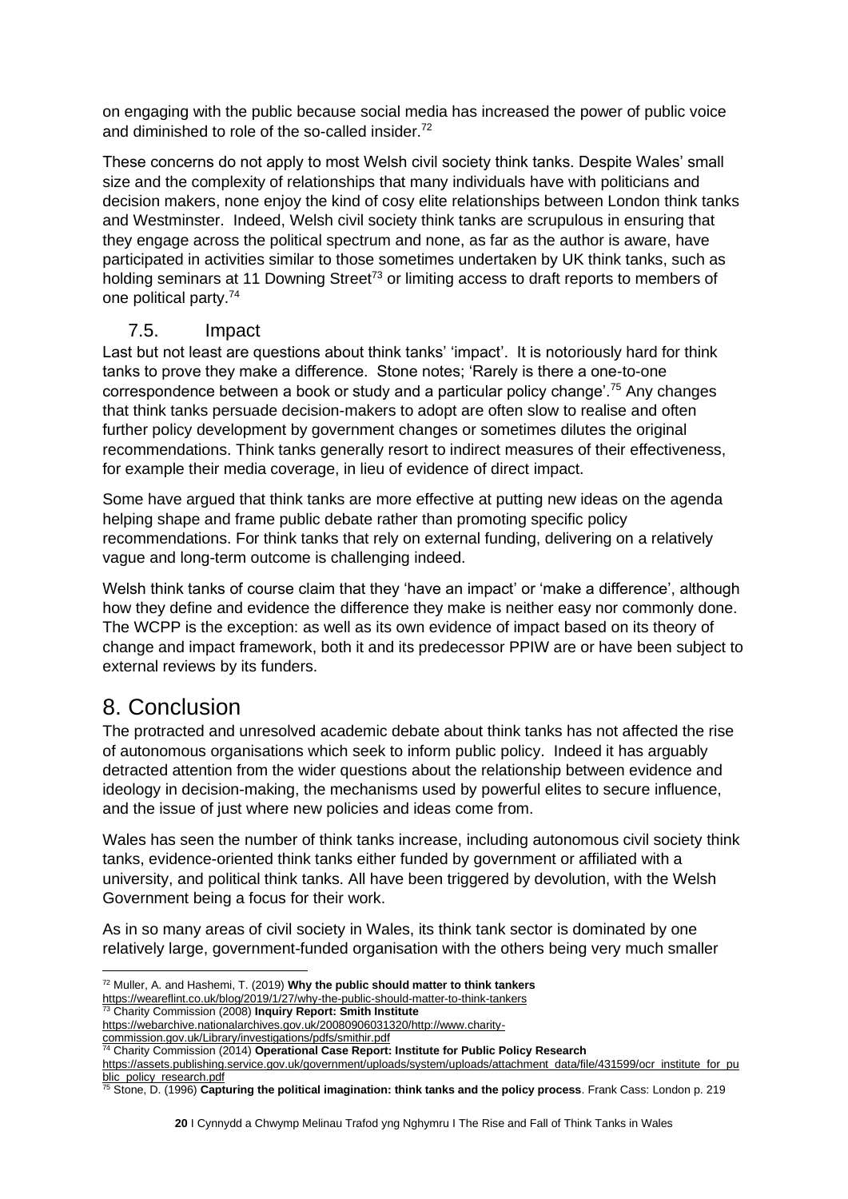on engaging with the public because social media has increased the power of public voice and diminished to role of the so-called insider.[72]

These concerns do not apply to most Welsh civil society think tanks. Despite Wales' small size and the complexity of relationships that many individuals have with politicians and decision makers, none enjoy the kind of cosy elite relationships between London think tanks and Westminster. Indeed, Welsh civil society think tanks are scrupulous in ensuring that they engage across the political spectrum and none, as far as the author is aware, have participated in activities similar to those sometimes undertaken by UK think tanks, such as holding seminars at 11 Downing Street[73] or limiting access to draft reports to members of one political party.[74]

### 7.5. Impact

Last but not least are questions about think tanks' 'impact'. It is notoriously hard for think tanks to prove they make a difference. Stone notes; 'Rarely is there a one-to-one correspondence between a book or study and a particular policy change'.[75] Any changes that think tanks persuade decision-makers to adopt are often slow to realise and often further policy development by government changes or sometimes dilutes the original recommendations. Think tanks generally resort to indirect measures of their effectiveness, for example their media coverage, in lieu of evidence of direct impact.

Some have argued that think tanks are more effective at putting new ideas on the agenda helping shape and frame public debate rather than promoting specific policy recommendations. For think tanks that rely on external funding, delivering on a relatively vague and long-term outcome is challenging indeed.

Welsh think tanks of course claim that they 'have an impact' or 'make a difference', although how they define and evidence the difference they make is neither easy nor commonly done. The WCPP is the exception: as well as its own evidence of impact based on its theory of change and impact framework, both it and its predecessor PPIW are or have been subject to external reviews by its funders.

## 8. Conclusion

The protracted and unresolved academic debate about think tanks has not affected the rise of autonomous organisations which seek to inform public policy. Indeed it has arguably detracted attention from the wider questions about the relationship between evidence and ideology in decision-making, the mechanisms used by powerful elites to secure influence, and the issue of just where new policies and ideas come from.

Wales has seen the number of think tanks increase, including autonomous civil society think tanks, evidence-oriented think tanks either funded by government or affiliated with a university, and political think tanks. All have been triggered by devolution, with the Welsh Government being a focus for their work.

As in so many areas of civil society in Wales, its think tank sector is dominated by one relatively large, government-funded organisation with the others being very much smaller

---

[72] Muller, A. and Hashemi, T. (2019) **Why the public should matter to think tankers** https://weareflint.co.uk/blog/2019/1/27/why-the-public-should-matter-to-think-tankers

[73] Charity Commission (2008) **Inquiry Report: Smith Institute** https://webarchive.nationalarchives.gov.uk/20080906031320/http://www.charity-commission.gov.uk/Library/investigations/pdfs/smithir.pdf

[74] Charity Commission (2014) **Operational Case Report: Institute for Public Policy Research** https://assets.publishing.service.gov.uk/government/uploads/system/uploads/attachment_data/file/431599/ocr_institute_for_public_policy_research.pdf

[75] Stone, D. (1996) **Capturing the political imagination: think tanks and the policy process**. Frank Cass: London p. 219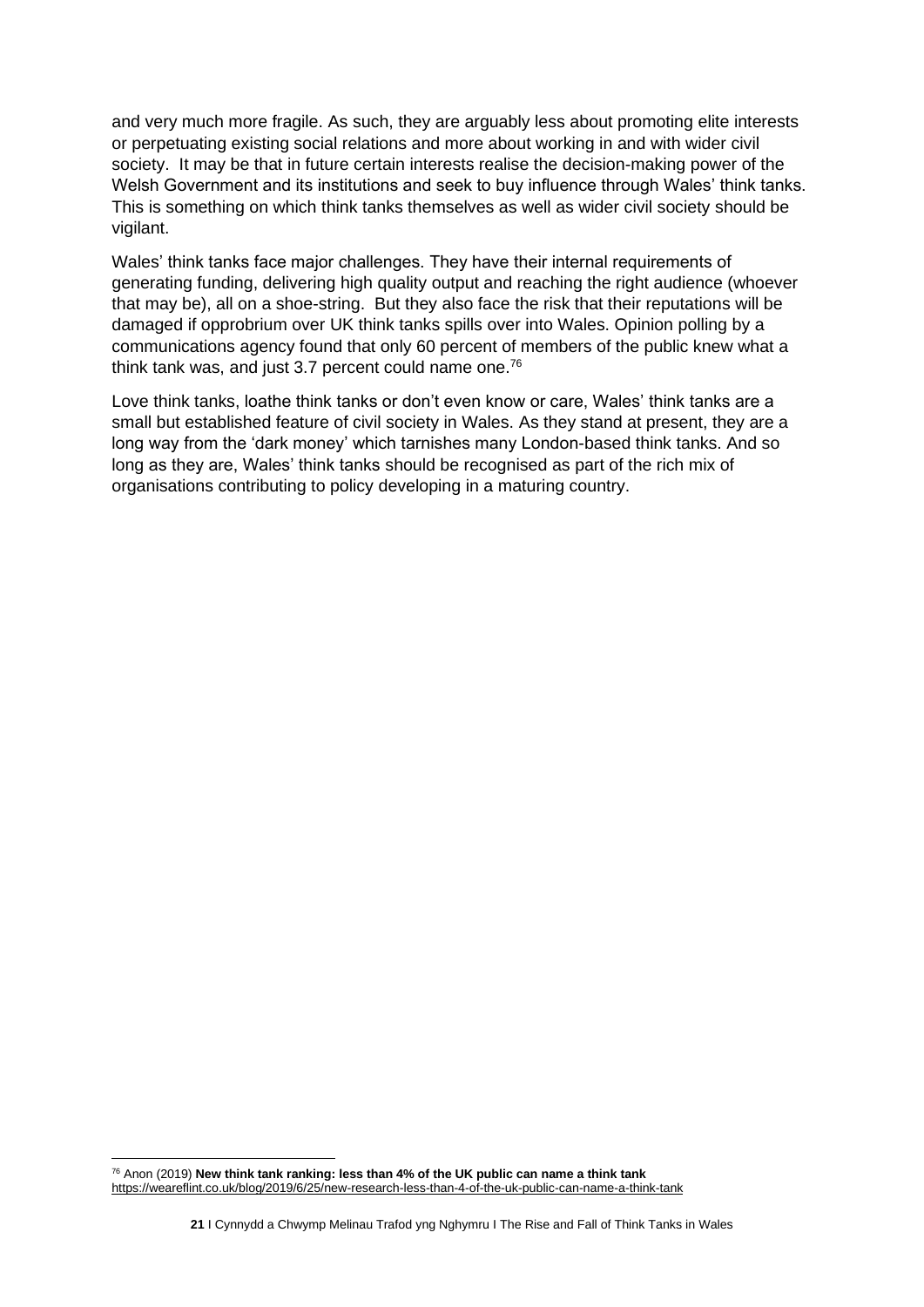and very much more fragile. As such, they are arguably less about promoting elite interests or perpetuating existing social relations and more about working in and with wider civil society. It may be that in future certain interests realise the decision-making power of the Welsh Government and its institutions and seek to buy influence through Wales' think tanks. This is something on which think tanks themselves as well as wider civil society should be vigilant.

Wales' think tanks face major challenges. They have their internal requirements of generating funding, delivering high quality output and reaching the right audience (whoever that may be), all on a shoe-string. But they also face the risk that their reputations will be damaged if opprobrium over UK think tanks spills over into Wales. Opinion polling by a communications agency found that only 60 percent of members of the public knew what a think tank was, and just 3.7 percent could name one.[76]

Love think tanks, loathe think tanks or don't even know or care, Wales' think tanks are a small but established feature of civil society in Wales. As they stand at present, they are a long way from the 'dark money' which tarnishes many London-based think tanks. And so long as they are, Wales' think tanks should be recognised as part of the rich mix of organisations contributing to policy developing in a maturing country.

---

[76] Anon (2019) **New think tank ranking: less than 4% of the UK public can name a think tank** https://weareflint.co.uk/blog/2019/6/25/new-research-less-than-4-of-the-uk-public-can-name-a-think-tank